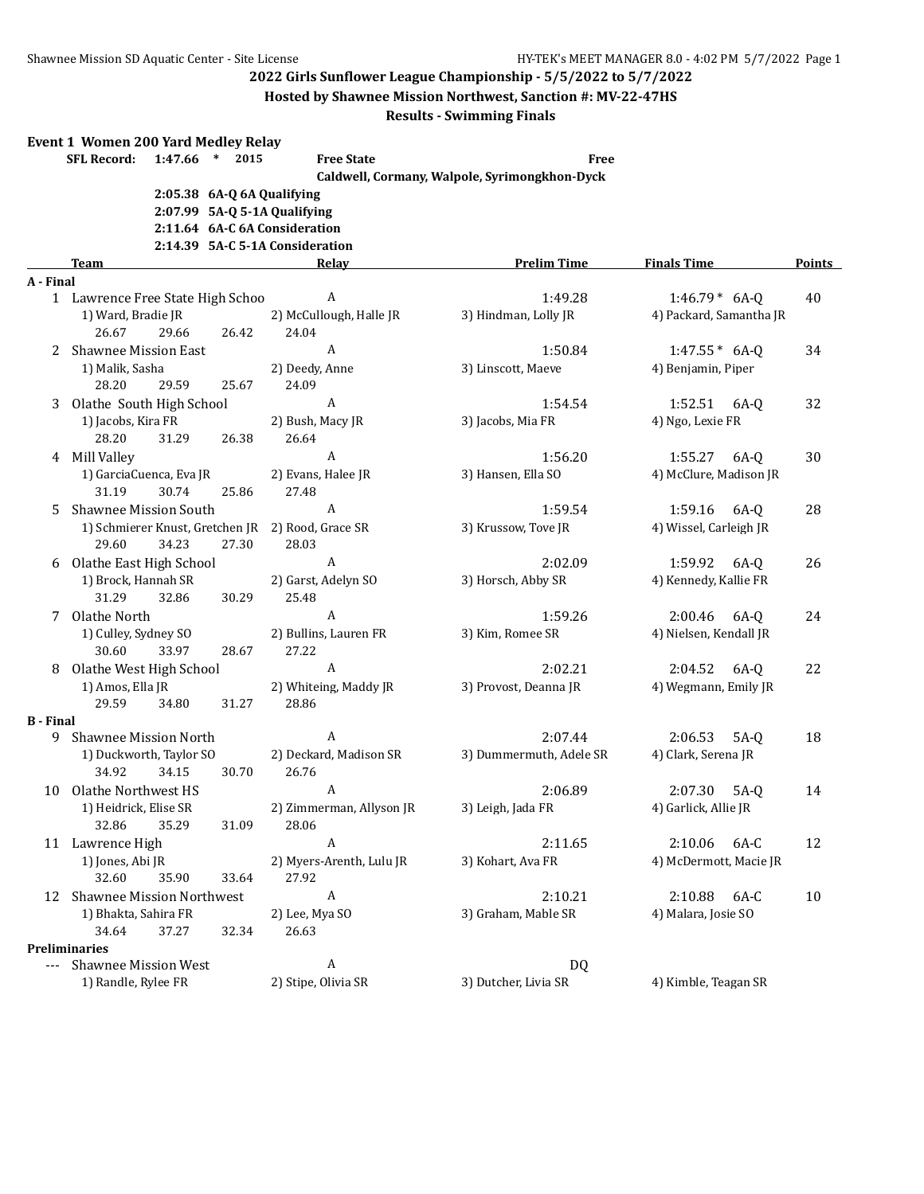2022 Girls Sunflower League Championship - 5/5/2022 to 5/7/2022

Hosted by Shawnee Mission Northwest, Sanction #: MV-22-47HS

Results - Swimming Finals

**Event 1 Women 200 Yard Medley Relay**

| | | | | |
|---|---|---|---|---|
| SFL Record: | 1:47.66 * 2015 | Free State | Free | |
| | | Caldwell, Cormany, Walpole, Syrimongkhon-Dyck | | |
| | 2:05.38 6A-Q 6A Qualifying | | | |
| | 2:07.99 5A-Q 5-1A Qualifying | | | |
| | 2:11.64 6A-C 6A Consideration | | | |
| | 2:14.39 5A-C 5-1A Consideration | | | |

| | Team | Relay | Prelim Time | Finals Time | Points |
|---|---|---|---|---|---|
| **A - Final** | | | | | |
| 1 | Lawrence Free State High Schoo | A | 1:49.28 | 1:46.79 * 6A-Q | 40 |
| | 1) Ward, Bradie JR | 2) McCullough, Halle JR | 3) Hindman, Lolly JR | 4) Packard, Samantha JR | |
| | 26.67 29.66 26.42 | 24.04 | | | |
| 2 | Shawnee Mission East | A | 1:50.84 | 1:47.55 * 6A-Q | 34 |
| | 1) Malik, Sasha | 2) Deedy, Anne | 3) Linscott, Maeve | 4) Benjamin, Piper | |
| | 28.20 29.59 25.67 | 24.09 | | | |
| 3 | Olathe South High School | A | 1:54.54 | 1:52.51 6A-Q | 32 |
| | 1) Jacobs, Kira FR | 2) Bush, Macy JR | 3) Jacobs, Mia FR | 4) Ngo, Lexie FR | |
| | 28.20 31.29 26.38 | 26.64 | | | |
| 4 | Mill Valley | A | 1:56.20 | 1:55.27 6A-Q | 30 |
| | 1) GarciaCuenca, Eva JR | 2) Evans, Halee JR | 3) Hansen, Ella SO | 4) McClure, Madison JR | |
| | 31.19 30.74 25.86 | 27.48 | | | |
| 5 | Shawnee Mission South | A | 1:59.54 | 1:59.16 6A-Q | 28 |
| | 1) Schmierer Knust, Gretchen JR | 2) Rood, Grace SR | 3) Krussow, Tove JR | 4) Wissel, Carleigh JR | |
| | 29.60 34.23 27.30 | 28.03 | | | |
| 6 | Olathe East High School | A | 2:02.09 | 1:59.92 6A-Q | 26 |
| | 1) Brock, Hannah SR | 2) Garst, Adelyn SO | 3) Horsch, Abby SR | 4) Kennedy, Kallie FR | |
| | 31.29 32.86 30.29 | 25.48 | | | |
| 7 | Olathe North | A | 1:59.26 | 2:00.46 6A-Q | 24 |
| | 1) Culley, Sydney SO | 2) Bullins, Lauren FR | 3) Kim, Romee SR | 4) Nielsen, Kendall JR | |
| | 30.60 33.97 28.67 | 27.22 | | | |
| 8 | Olathe West High School | A | 2:02.21 | 2:04.52 6A-Q | 22 |
| | 1) Amos, Ella JR | 2) Whiteing, Maddy JR | 3) Provost, Deanna JR | 4) Wegmann, Emily JR | |
| | 29.59 34.80 31.27 | 28.86 | | | |
| **B - Final** | | | | | |
| 9 | Shawnee Mission North | A | 2:07.44 | 2:06.53 5A-Q | 18 |
| | 1) Duckworth, Taylor SO | 2) Deckard, Madison SR | 3) Dummermuth, Adele SR | 4) Clark, Serena JR | |
| | 34.92 34.15 30.70 | 26.76 | | | |
| 10 | Olathe Northwest HS | A | 2:06.89 | 2:07.30 5A-Q | 14 |
| | 1) Heidrick, Elise SR | 2) Zimmerman, Allyson JR | 3) Leigh, Jada FR | 4) Garlick, Allie JR | |
| | 32.86 35.29 31.09 | 28.06 | | | |
| 11 | Lawrence High | A | 2:11.65 | 2:10.06 6A-C | 12 |
| | 1) Jones, Abi JR | 2) Myers-Arenth, Lulu JR | 3) Kohart, Ava FR | 4) McDermott, Macie JR | |
| | 32.60 35.90 33.64 | 27.92 | | | |
| 12 | Shawnee Mission Northwest | A | 2:10.21 | 2:10.88 6A-C | 10 |
| | 1) Bhakta, Sahira FR | 2) Lee, Mya SO | 3) Graham, Mable SR | 4) Malara, Josie SO | |
| | 34.64 37.27 32.34 | 26.63 | | | |
| **Preliminaries** | | | | | |
| --- | Shawnee Mission West | A | DQ | | |
| | 1) Randle, Rylee FR | 2) Stipe, Olivia SR | 3) Dutcher, Livia SR | 4) Kimble, Teagan SR | |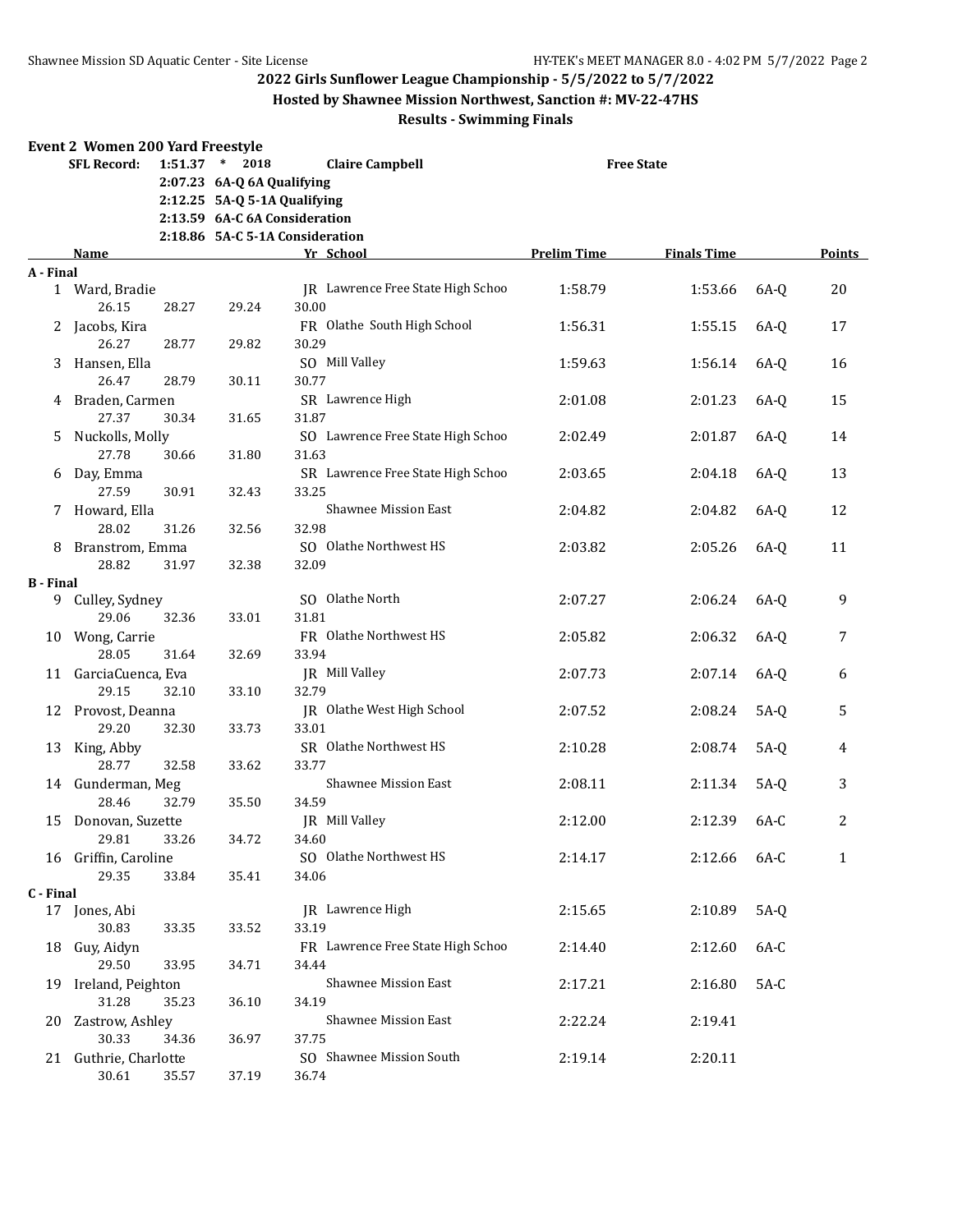## 2022 Girls Sunflower League Championship - 5/5/2022 to 5/7/2022

**Hosted by Shawnee Mission Northwest, Sanction #: MV-22-47HS**

**Results - Swimming Finals**

### Event 2 Women 200 Yard Freestyle

| | | | | |
|---|---|---|---|---|
| **SFL Record:** | 1:51.37 * | 2018 | **Claire Campbell** | **Free State** |
| | 2:07.23 | 6A-Q 6A Qualifying | | |
| | 2:12.25 | 5A-Q 5-1A Qualifying | | |
| | 2:13.59 | 6A-C 6A Consideration | | |
| | 2:18.86 | 5A-C 5-1A Consideration | | |

| | Name | Yr | School | Prelim Time | Finals Time | | Points |
|---|---|---|---|---|---|---|---|
| **A - Final** | | | | | | | |
| 1 | Ward, Bradie | JR | Lawrence Free State High Schoo | 1:58.79 | 1:53.66 | 6A-Q | 20 |
| | 26.15 28.27 29.24 30.00 | | | | | | |
| 2 | Jacobs, Kira | FR | Olathe South High School | 1:56.31 | 1:55.15 | 6A-Q | 17 |
| | 26.27 28.77 29.82 30.29 | | | | | | |
| 3 | Hansen, Ella | SO | Mill Valley | 1:59.63 | 1:56.14 | 6A-Q | 16 |
| | 26.47 28.79 30.11 30.77 | | | | | | |
| 4 | Braden, Carmen | SR | Lawrence High | 2:01.08 | 2:01.23 | 6A-Q | 15 |
| | 27.37 30.34 31.65 31.87 | | | | | | |
| 5 | Nuckolls, Molly | SO | Lawrence Free State High Schoo | 2:02.49 | 2:01.87 | 6A-Q | 14 |
| | 27.78 30.66 31.80 31.63 | | | | | | |
| 6 | Day, Emma | SR | Lawrence Free State High Schoo | 2:03.65 | 2:04.18 | 6A-Q | 13 |
| | 27.59 30.91 32.43 33.25 | | | | | | |
| 7 | Howard, Ella | | Shawnee Mission East | 2:04.82 | 2:04.82 | 6A-Q | 12 |
| | 28.02 31.26 32.56 32.98 | | | | | | |
| 8 | Branstrom, Emma | SO | Olathe Northwest HS | 2:03.82 | 2:05.26 | 6A-Q | 11 |
| | 28.82 31.97 32.38 32.09 | | | | | | |
| **B - Final** | | | | | | | |
| 9 | Culley, Sydney | SO | Olathe North | 2:07.27 | 2:06.24 | 6A-Q | 9 |
| | 29.06 32.36 33.01 31.81 | | | | | | |
| 10 | Wong, Carrie | FR | Olathe Northwest HS | 2:05.82 | 2:06.32 | 6A-Q | 7 |
| | 28.05 31.64 32.69 33.94 | | | | | | |
| 11 | GarciaCuenca, Eva | JR | Mill Valley | 2:07.73 | 2:07.14 | 6A-Q | 6 |
| | 29.15 32.10 33.10 32.79 | | | | | | |
| 12 | Provost, Deanna | JR | Olathe West High School | 2:07.52 | 2:08.24 | 5A-Q | 5 |
| | 29.20 32.30 33.73 33.01 | | | | | | |
| 13 | King, Abby | SR | Olathe Northwest HS | 2:10.28 | 2:08.74 | 5A-Q | 4 |
| | 28.77 32.58 33.62 33.77 | | | | | | |
| 14 | Gunderman, Meg | | Shawnee Mission East | 2:08.11 | 2:11.34 | 5A-Q | 3 |
| | 28.46 32.79 35.50 34.59 | | | | | | |
| 15 | Donovan, Suzette | JR | Mill Valley | 2:12.00 | 2:12.39 | 6A-C | 2 |
| | 29.81 33.26 34.72 34.60 | | | | | | |
| 16 | Griffin, Caroline | SO | Olathe Northwest HS | 2:14.17 | 2:12.66 | 6A-C | 1 |
| | 29.35 33.84 35.41 34.06 | | | | | | |
| **C - Final** | | | | | | | |
| 17 | Jones, Abi | JR | Lawrence High | 2:15.65 | 2:10.89 | 5A-Q | |
| | 30.83 33.35 33.52 33.19 | | | | | | |
| 18 | Guy, Aidyn | FR | Lawrence Free State High Schoo | 2:14.40 | 2:12.60 | 6A-C | |
| | 29.50 33.95 34.71 34.44 | | | | | | |
| 19 | Ireland, Peighton | | Shawnee Mission East | 2:17.21 | 2:16.80 | 5A-C | |
| | 31.28 35.23 36.10 34.19 | | | | | | |
| 20 | Zastrow, Ashley | | Shawnee Mission East | 2:22.24 | 2:19.41 | | |
| | 30.33 34.36 36.97 37.75 | | | | | | |
| 21 | Guthrie, Charlotte | SO | Shawnee Mission South | 2:19.14 | 2:20.11 | | |
| | 30.61 35.57 37.19 36.74 | | | | | | |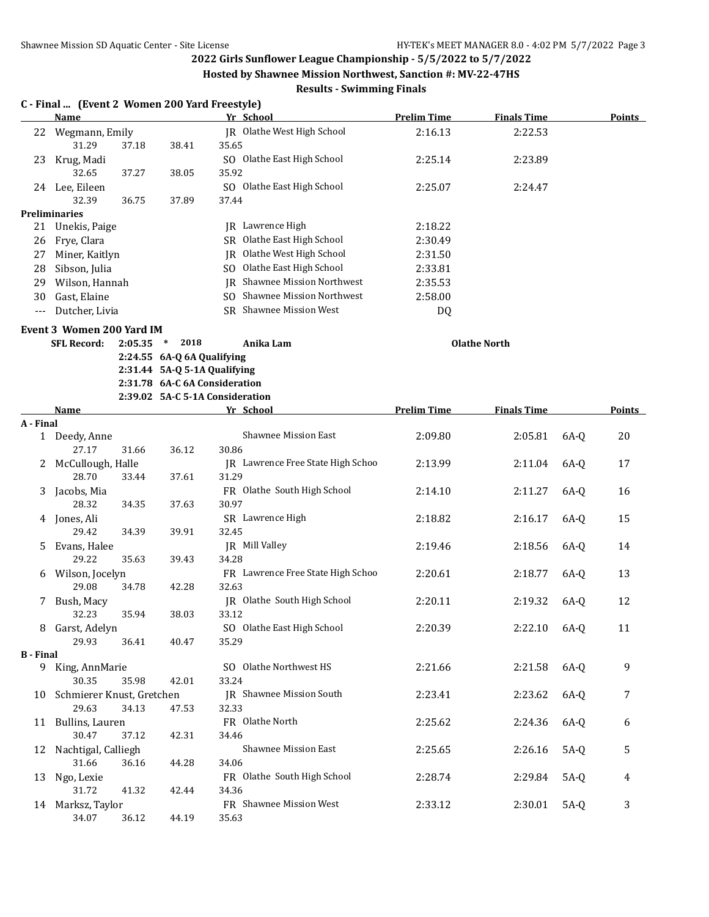## 2022 Girls Sunflower League Championship - 5/5/2022 to 5/7/2022

**Hosted by Shawnee Mission Northwest, Sanction #: MV-22-47HS**

**Results - Swimming Finals**

### C - Final ... (Event 2 Women 200 Yard Freestyle)

| | Name | Yr | School | Prelim Time | Finals Time | | Points |
|---|---|---|---|---|---|---|---|
| 22 | Wegmann, Emily | JR | Olathe West High School | 2:16.13 | 2:22.53 | | |
| | 31.29 37.18 38.41 35.65 | | | | | | |
| 23 | Krug, Madi | SO | Olathe East High School | 2:25.14 | 2:23.89 | | |
| | 32.65 37.27 38.05 35.92 | | | | | | |
| 24 | Lee, Eileen | SO | Olathe East High School | 2:25.07 | 2:24.47 | | |
| | 32.39 36.75 37.89 37.44 | | | | | | |
| **Preliminaries** | | | | | | | |
| 21 | Unekis, Paige | JR | Lawrence High | 2:18.22 | | | |
| 26 | Frye, Clara | SR | Olathe East High School | 2:30.49 | | | |
| 27 | Miner, Kaitlyn | JR | Olathe West High School | 2:31.50 | | | |
| 28 | Sibson, Julia | SO | Olathe East High School | 2:33.81 | | | |
| 29 | Wilson, Hannah | JR | Shawnee Mission Northwest | 2:35.53 | | | |
| 30 | Gast, Elaine | SO | Shawnee Mission Northwest | 2:58.00 | | | |
| --- | Dutcher, Livia | SR | Shawnee Mission West | DQ | | | |

### Event 3 Women 200 Yard IM

**SFL Record: 2:05.35 * 2018 Anika Lam Olathe North**

**2:24.55 6A-Q 6A Qualifying**
**2:31.44 5A-Q 5-1A Qualifying**
**2:31.78 6A-C 6A Consideration**
**2:39.02 5A-C 5-1A Consideration**

| | Name | Yr | School | Prelim Time | Finals Time | | Points |
|---|---|---|---|---|---|---|---|
| **A - Final** | | | | | | | |
| 1 | Deedy, Anne | | Shawnee Mission East | 2:09.80 | 2:05.81 | 6A-Q | 20 |
| | 27.17 31.66 36.12 30.86 | | | | | | |
| 2 | McCullough, Halle | JR | Lawrence Free State High Schoo | 2:13.99 | 2:11.04 | 6A-Q | 17 |
| | 28.70 33.44 37.61 31.29 | | | | | | |
| 3 | Jacobs, Mia | FR | Olathe South High School | 2:14.10 | 2:11.27 | 6A-Q | 16 |
| | 28.32 34.35 37.63 30.97 | | | | | | |
| 4 | Jones, Ali | SR | Lawrence High | 2:18.82 | 2:16.17 | 6A-Q | 15 |
| | 29.42 34.39 39.91 32.45 | | | | | | |
| 5 | Evans, Halee | JR | Mill Valley | 2:19.46 | 2:18.56 | 6A-Q | 14 |
| | 29.22 35.63 39.43 34.28 | | | | | | |
| 6 | Wilson, Jocelyn | FR | Lawrence Free State High Schoo | 2:20.61 | 2:18.77 | 6A-Q | 13 |
| | 29.08 34.78 42.28 32.63 | | | | | | |
| 7 | Bush, Macy | JR | Olathe South High School | 2:20.11 | 2:19.32 | 6A-Q | 12 |
| | 32.23 35.94 38.03 33.12 | | | | | | |
| 8 | Garst, Adelyn | SO | Olathe East High School | 2:20.39 | 2:22.10 | 6A-Q | 11 |
| | 29.93 36.41 40.47 35.29 | | | | | | |
| **B - Final** | | | | | | | |
| 9 | King, AnnMarie | SO | Olathe Northwest HS | 2:21.66 | 2:21.58 | 6A-Q | 9 |
| | 30.35 35.98 42.01 33.24 | | | | | | |
| 10 | Schmierer Knust, Gretchen | JR | Shawnee Mission South | 2:23.41 | 2:23.62 | 6A-Q | 7 |
| | 29.63 34.13 47.53 32.33 | | | | | | |
| 11 | Bullins, Lauren | FR | Olathe North | 2:25.62 | 2:24.36 | 6A-Q | 6 |
| | 30.47 37.12 42.31 34.46 | | | | | | |
| 12 | Nachtigal, Calliegh | | Shawnee Mission East | 2:25.65 | 2:26.16 | 5A-Q | 5 |
| | 31.66 36.16 44.28 34.06 | | | | | | |
| 13 | Ngo, Lexie | FR | Olathe South High School | 2:28.74 | 2:29.84 | 5A-Q | 4 |
| | 31.72 41.32 42.44 34.36 | | | | | | |
| 14 | Marksz, Taylor | FR | Shawnee Mission West | 2:33.12 | 2:30.01 | 5A-Q | 3 |
| | 34.07 36.12 44.19 35.63 | | | | | | |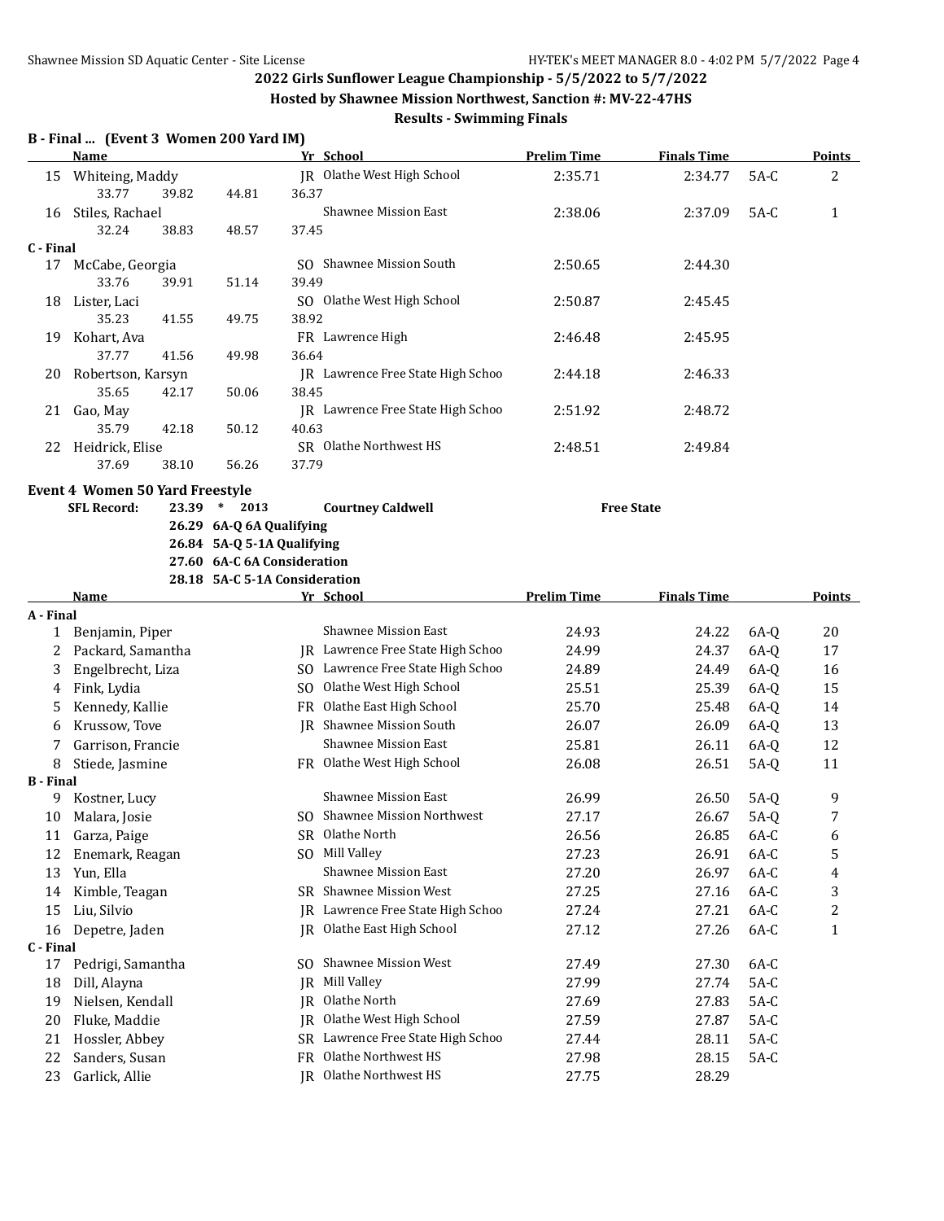## 2022 Girls Sunflower League Championship - 5/5/2022 to 5/7/2022

**Hosted by Shawnee Mission Northwest, Sanction #: MV-22-47HS**

**Results - Swimming Finals**

### B - Final ... (Event 3 Women 200 Yard IM)

| | Name | Yr | School | Prelim Time | Finals Time | | Points |
|---|---|---|---|---|---|---|---|
| 15 | Whiteing, Maddy | JR | Olathe West High School | 2:35.71 | 2:34.77 | 5A-C | 2 |
| | 33.77 39.82 44.81 36.37 | | | | | | |
| 16 | Stiles, Rachael | | Shawnee Mission East | 2:38.06 | 2:37.09 | 5A-C | 1 |
| | 32.24 38.83 48.57 37.45 | | | | | | |
| **C - Final** | | | | | | | |
| 17 | McCabe, Georgia | SO | Shawnee Mission South | 2:50.65 | 2:44.30 | | |
| | 33.76 39.91 51.14 39.49 | | | | | | |
| 18 | Lister, Laci | SO | Olathe West High School | 2:50.87 | 2:45.45 | | |
| | 35.23 41.55 49.75 38.92 | | | | | | |
| 19 | Kohart, Ava | FR | Lawrence High | 2:46.48 | 2:45.95 | | |
| | 37.77 41.56 49.98 36.64 | | | | | | |
| 20 | Robertson, Karsyn | JR | Lawrence Free State High Schoo | 2:44.18 | 2:46.33 | | |
| | 35.65 42.17 50.06 38.45 | | | | | | |
| 21 | Gao, May | JR | Lawrence Free State High Schoo | 2:51.92 | 2:48.72 | | |
| | 35.79 42.18 50.12 40.63 | | | | | | |
| 22 | Heidrick, Elise | SR | Olathe Northwest HS | 2:48.51 | 2:49.84 | | |
| | 37.69 38.10 56.26 37.79 | | | | | | |

### Event 4 Women 50 Yard Freestyle

**SFL Record:** 23.39 * 2013 **Courtney Caldwell** **Free State**

- 26.29 6A-Q 6A Qualifying
- 26.84 5A-Q 5-1A Qualifying
- 27.60 6A-C 6A Consideration
- 28.18 5A-C 5-1A Consideration

| | Name | Yr | School | Prelim Time | Finals Time | | Points |
|---|---|---|---|---|---|---|---|
| **A - Final** | | | | | | | |
| 1 | Benjamin, Piper | | Shawnee Mission East | 24.93 | 24.22 | 6A-Q | 20 |
| 2 | Packard, Samantha | JR | Lawrence Free State High Schoo | 24.99 | 24.37 | 6A-Q | 17 |
| 3 | Engelbrecht, Liza | SO | Lawrence Free State High Schoo | 24.89 | 24.49 | 6A-Q | 16 |
| 4 | Fink, Lydia | SO | Olathe West High School | 25.51 | 25.39 | 6A-Q | 15 |
| 5 | Kennedy, Kallie | FR | Olathe East High School | 25.70 | 25.48 | 6A-Q | 14 |
| 6 | Krussow, Tove | JR | Shawnee Mission South | 26.07 | 26.09 | 6A-Q | 13 |
| 7 | Garrison, Francie | | Shawnee Mission East | 25.81 | 26.11 | 6A-Q | 12 |
| 8 | Stiede, Jasmine | FR | Olathe West High School | 26.08 | 26.51 | 5A-Q | 11 |
| **B - Final** | | | | | | | |
| 9 | Kostner, Lucy | | Shawnee Mission East | 26.99 | 26.50 | 5A-Q | 9 |
| 10 | Malara, Josie | SO | Shawnee Mission Northwest | 27.17 | 26.67 | 5A-Q | 7 |
| 11 | Garza, Paige | SR | Olathe North | 26.56 | 26.85 | 6A-C | 6 |
| 12 | Enemark, Reagan | SO | Mill Valley | 27.23 | 26.91 | 6A-C | 5 |
| 13 | Yun, Ella | | Shawnee Mission East | 27.20 | 26.97 | 6A-C | 4 |
| 14 | Kimble, Teagan | SR | Shawnee Mission West | 27.25 | 27.16 | 6A-C | 3 |
| 15 | Liu, Silvio | JR | Lawrence Free State High Schoo | 27.24 | 27.21 | 6A-C | 2 |
| 16 | Depetre, Jaden | JR | Olathe East High School | 27.12 | 27.26 | 6A-C | 1 |
| **C - Final** | | | | | | | |
| 17 | Pedrigi, Samantha | SO | Shawnee Mission West | 27.49 | 27.30 | 6A-C | |
| 18 | Dill, Alayna | JR | Mill Valley | 27.99 | 27.74 | 5A-C | |
| 19 | Nielsen, Kendall | JR | Olathe North | 27.69 | 27.83 | 5A-C | |
| 20 | Fluke, Maddie | JR | Olathe West High School | 27.59 | 27.87 | 5A-C | |
| 21 | Hossler, Abbey | SR | Lawrence Free State High Schoo | 27.44 | 28.11 | 5A-C | |
| 22 | Sanders, Susan | FR | Olathe Northwest HS | 27.98 | 28.15 | 5A-C | |
| 23 | Garlick, Allie | JR | Olathe Northwest HS | 27.75 | 28.29 | | |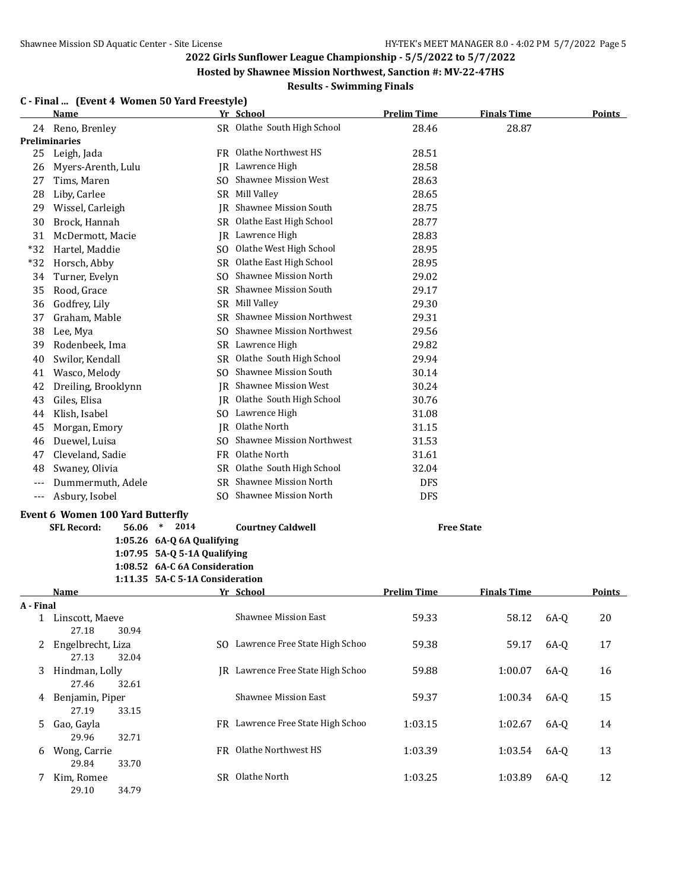## 2022 Girls Sunflower League Championship - 5/5/2022 to 5/7/2022

### Hosted by Shawnee Mission Northwest, Sanction #: MV-22-47HS

### Results - Swimming Finals

**C - Final ... (Event 4 Women 50 Yard Freestyle)**

| | Name | Yr | School | Prelim Time | Finals Time | | Points |
|---|---|---|---|---|---|---|---|
| 24 | Reno, Brenley | SR | Olathe South High School | 28.46 | 28.87 | | |
| **Preliminaries** | | | | | | | |
| 25 | Leigh, Jada | FR | Olathe Northwest HS | 28.51 | | | |
| 26 | Myers-Arenth, Lulu | JR | Lawrence High | 28.58 | | | |
| 27 | Tims, Maren | SO | Shawnee Mission West | 28.63 | | | |
| 28 | Liby, Carlee | SR | Mill Valley | 28.65 | | | |
| 29 | Wissel, Carleigh | JR | Shawnee Mission South | 28.75 | | | |
| 30 | Brock, Hannah | SR | Olathe East High School | 28.77 | | | |
| 31 | McDermott, Macie | JR | Lawrence High | 28.83 | | | |
| *32 | Hartel, Maddie | SO | Olathe West High School | 28.95 | | | |
| *32 | Horsch, Abby | SR | Olathe East High School | 28.95 | | | |
| 34 | Turner, Evelyn | SO | Shawnee Mission North | 29.02 | | | |
| 35 | Rood, Grace | SR | Shawnee Mission South | 29.17 | | | |
| 36 | Godfrey, Lily | SR | Mill Valley | 29.30 | | | |
| 37 | Graham, Mable | SR | Shawnee Mission Northwest | 29.31 | | | |
| 38 | Lee, Mya | SO | Shawnee Mission Northwest | 29.56 | | | |
| 39 | Rodenbeek, Ima | SR | Lawrence High | 29.82 | | | |
| 40 | Swilor, Kendall | SR | Olathe South High School | 29.94 | | | |
| 41 | Wasco, Melody | SO | Shawnee Mission South | 30.14 | | | |
| 42 | Dreiling, Brooklynn | JR | Shawnee Mission West | 30.24 | | | |
| 43 | Giles, Elisa | JR | Olathe South High School | 30.76 | | | |
| 44 | Klish, Isabel | SO | Lawrence High | 31.08 | | | |
| 45 | Morgan, Emory | JR | Olathe North | 31.15 | | | |
| 46 | Duewel, Luisa | SO | Shawnee Mission Northwest | 31.53 | | | |
| 47 | Cleveland, Sadie | FR | Olathe North | 31.61 | | | |
| 48 | Swaney, Olivia | SR | Olathe South High School | 32.04 | | | |
| --- | Dummermuth, Adele | SR | Shawnee Mission North | DFS | | | |
| --- | Asbury, Isobel | SO | Shawnee Mission North | DFS | | | |

**Event 6 Women 100 Yard Butterfly**

**SFL Record: 56.06 * 2014 Courtney Caldwell Free State**

**1:05.26 6A-Q 6A Qualifying**
**1:07.95 5A-Q 5-1A Qualifying**
**1:08.52 6A-C 6A Consideration**
**1:11.35 5A-C 5-1A Consideration**

| | Name | Yr | School | Prelim Time | Finals Time | | Points |
|---|---|---|---|---|---|---|---|
| **A - Final** | | | | | | | |
| 1 | Linscott, Maeve | | Shawnee Mission East | 59.33 | 58.12 | 6A-Q | 20 |
| | 27.18 30.94 | | | | | | |
| 2 | Engelbrecht, Liza | SO | Lawrence Free State High Schoo | 59.38 | 59.17 | 6A-Q | 17 |
| | 27.13 32.04 | | | | | | |
| 3 | Hindman, Lolly | JR | Lawrence Free State High Schoo | 59.88 | 1:00.07 | 6A-Q | 16 |
| | 27.46 32.61 | | | | | | |
| 4 | Benjamin, Piper | | Shawnee Mission East | 59.37 | 1:00.34 | 6A-Q | 15 |
| | 27.19 33.15 | | | | | | |
| 5 | Gao, Gayla | FR | Lawrence Free State High Schoo | 1:03.15 | 1:02.67 | 6A-Q | 14 |
| | 29.96 32.71 | | | | | | |
| 6 | Wong, Carrie | FR | Olathe Northwest HS | 1:03.39 | 1:03.54 | 6A-Q | 13 |
| | 29.84 33.70 | | | | | | |
| 7 | Kim, Romee | SR | Olathe North | 1:03.25 | 1:03.89 | 6A-Q | 12 |
| | 29.10 34.79 | | | | | | |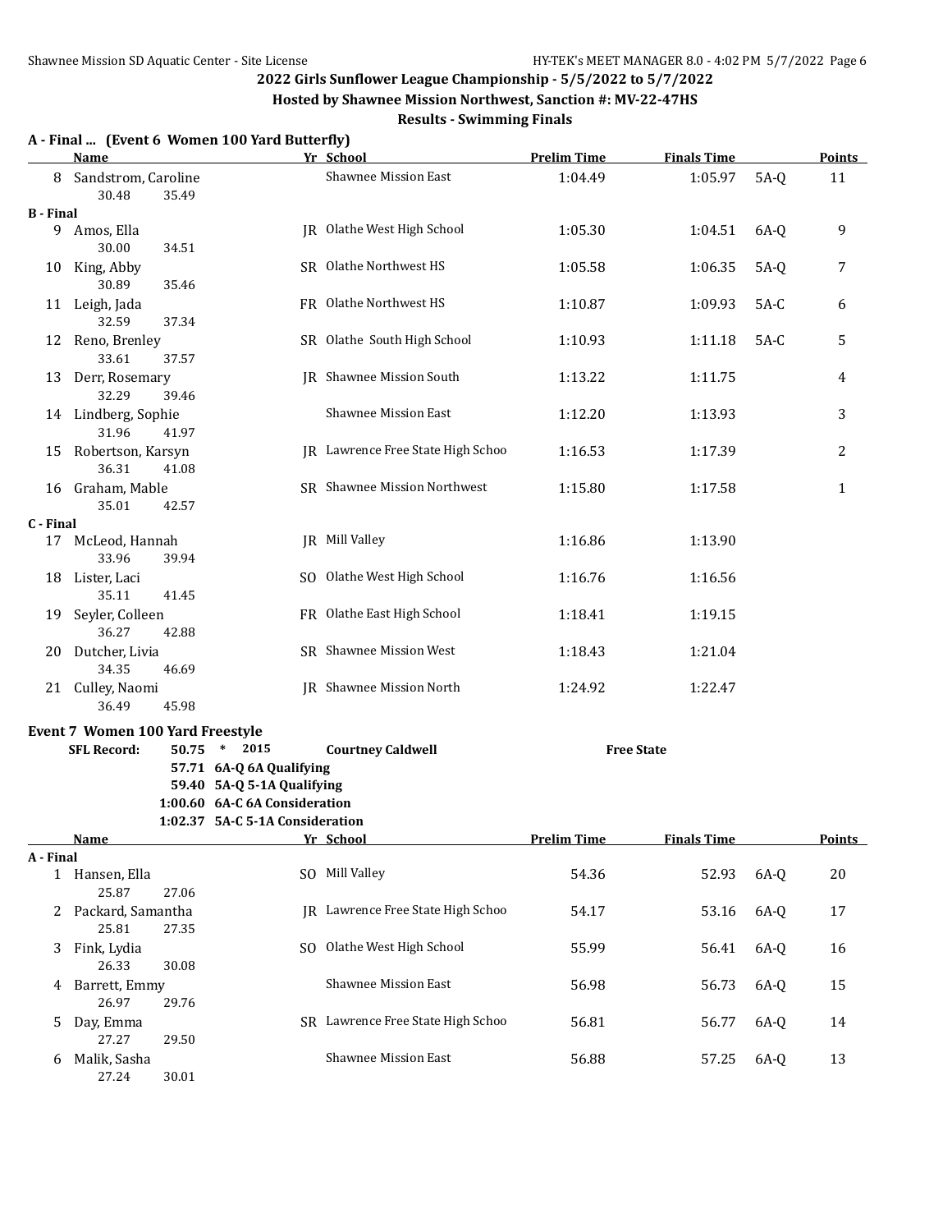## 2022 Girls Sunflower League Championship - 5/5/2022 to 5/7/2022

**Hosted by Shawnee Mission Northwest, Sanction #: MV-22-47HS**

**Results - Swimming Finals**

### A - Final ... (Event 6 Women 100 Yard Butterfly)

| | Name | Yr | School | Prelim Time | Finals Time | | Points |
|---|---|---|---|---|---|---|---|
| 8 | Sandstrom, Caroline | | Shawnee Mission East | 1:04.49 | 1:05.97 | 5A-Q | 11 |
| | 30.48 35.49 | | | | | | |
| **B - Final** | | | | | | | |
| 9 | Amos, Ella | JR | Olathe West High School | 1:05.30 | 1:04.51 | 6A-Q | 9 |
| | 30.00 34.51 | | | | | | |
| 10 | King, Abby | SR | Olathe Northwest HS | 1:05.58 | 1:06.35 | 5A-Q | 7 |
| | 30.89 35.46 | | | | | | |
| 11 | Leigh, Jada | FR | Olathe Northwest HS | 1:10.87 | 1:09.93 | 5A-C | 6 |
| | 32.59 37.34 | | | | | | |
| 12 | Reno, Brenley | SR | Olathe South High School | 1:10.93 | 1:11.18 | 5A-C | 5 |
| | 33.61 37.57 | | | | | | |
| 13 | Derr, Rosemary | JR | Shawnee Mission South | 1:13.22 | 1:11.75 | | 4 |
| | 32.29 39.46 | | | | | | |
| 14 | Lindberg, Sophie | | Shawnee Mission East | 1:12.20 | 1:13.93 | | 3 |
| | 31.96 41.97 | | | | | | |
| 15 | Robertson, Karsyn | JR | Lawrence Free State High Schoo | 1:16.53 | 1:17.39 | | 2 |
| | 36.31 41.08 | | | | | | |
| 16 | Graham, Mable | SR | Shawnee Mission Northwest | 1:15.80 | 1:17.58 | | 1 |
| | 35.01 42.57 | | | | | | |
| **C - Final** | | | | | | | |
| 17 | McLeod, Hannah | JR | Mill Valley | 1:16.86 | 1:13.90 | | |
| | 33.96 39.94 | | | | | | |
| 18 | Lister, Laci | SO | Olathe West High School | 1:16.76 | 1:16.56 | | |
| | 35.11 41.45 | | | | | | |
| 19 | Seyler, Colleen | FR | Olathe East High School | 1:18.41 | 1:19.15 | | |
| | 36.27 42.88 | | | | | | |
| 20 | Dutcher, Livia | SR | Shawnee Mission West | 1:18.43 | 1:21.04 | | |
| | 34.35 46.69 | | | | | | |
| 21 | Culley, Naomi | JR | Shawnee Mission North | 1:24.92 | 1:22.47 | | |
| | 36.49 45.98 | | | | | | |

### Event 7 Women 100 Yard Freestyle

**SFL Record: 50.75 * 2015 Courtney Caldwell Free State**

**57.71 6A-Q 6A Qualifying**
**59.40 5A-Q 5-1A Qualifying**
**1:00.60 6A-C 6A Consideration**
**1:02.37 5A-C 5-1A Consideration**

| | Name | Yr | School | Prelim Time | Finals Time | | Points |
|---|---|---|---|---|---|---|---|
| **A - Final** | | | | | | | |
| 1 | Hansen, Ella | SO | Mill Valley | 54.36 | 52.93 | 6A-Q | 20 |
| | 25.87 27.06 | | | | | | |
| 2 | Packard, Samantha | JR | Lawrence Free State High Schoo | 54.17 | 53.16 | 6A-Q | 17 |
| | 25.81 27.35 | | | | | | |
| 3 | Fink, Lydia | SO | Olathe West High School | 55.99 | 56.41 | 6A-Q | 16 |
| | 26.33 30.08 | | | | | | |
| 4 | Barrett, Emmy | | Shawnee Mission East | 56.98 | 56.73 | 6A-Q | 15 |
| | 26.97 29.76 | | | | | | |
| 5 | Day, Emma | SR | Lawrence Free State High Schoo | 56.81 | 56.77 | 6A-Q | 14 |
| | 27.27 29.50 | | | | | | |
| 6 | Malik, Sasha | | Shawnee Mission East | 56.88 | 57.25 | 6A-Q | 13 |
| | 27.24 30.01 | | | | | | |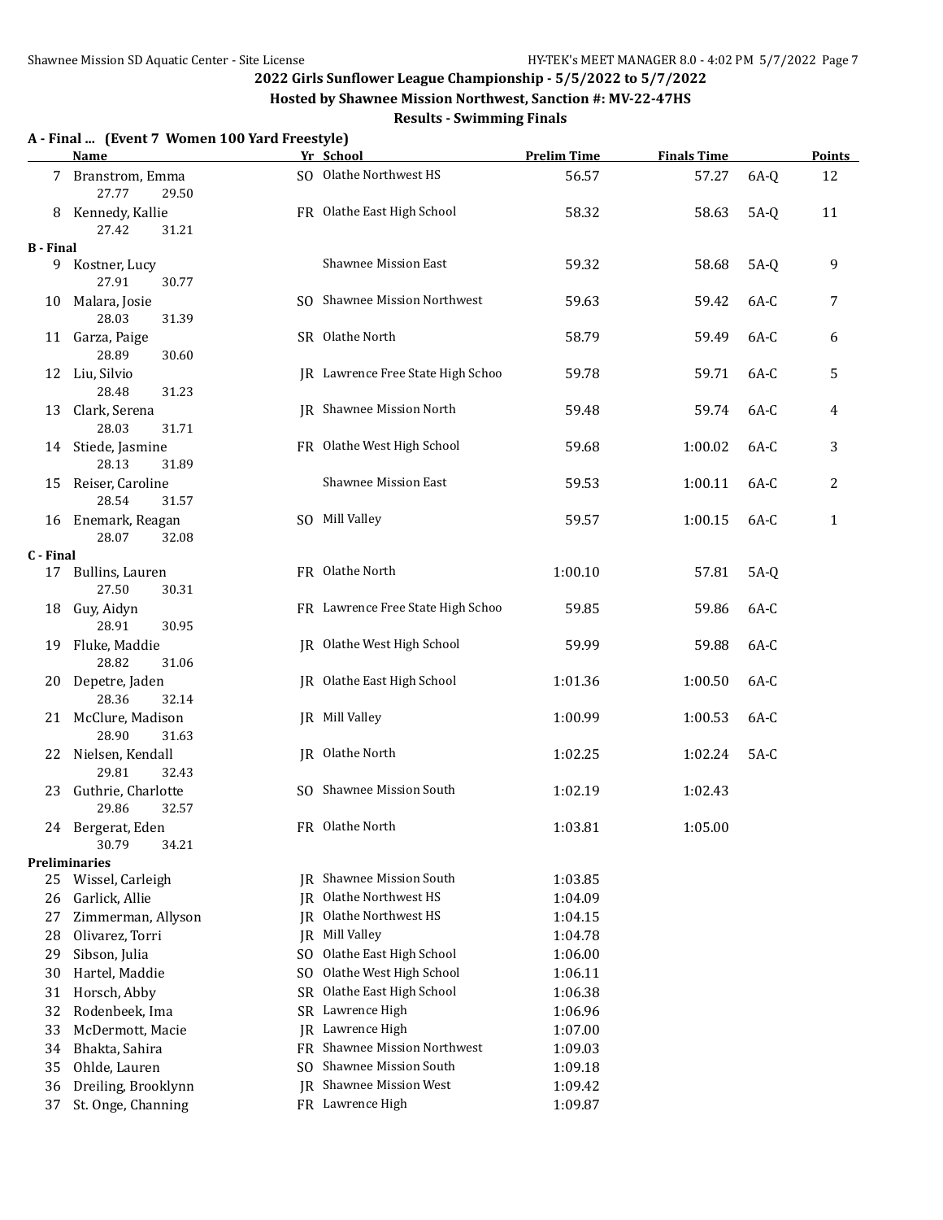# 2022 Girls Sunflower League Championship - 5/5/2022 to 5/7/2022

**Hosted by Shawnee Mission Northwest, Sanction #: MV-22-47HS**

**Results - Swimming Finals**

### A - Final ... (Event 7 Women 100 Yard Freestyle)

| | Name | Yr | School | Prelim Time | Finals Time | | Points |
|---|---|---|---|---|---|---|---|
| 7 | Branstrom, Emma | SO | Olathe Northwest HS | 56.57 | 57.27 | 6A-Q | 12 |
| | 27.77 29.50 | | | | | | |
| 8 | Kennedy, Kallie | FR | Olathe East High School | 58.32 | 58.63 | 5A-Q | 11 |
| | 27.42 31.21 | | | | | | |
| **B - Final** | | | | | | | |
| 9 | Kostner, Lucy | | Shawnee Mission East | 59.32 | 58.68 | 5A-Q | 9 |
| | 27.91 30.77 | | | | | | |
| 10 | Malara, Josie | SO | Shawnee Mission Northwest | 59.63 | 59.42 | 6A-C | 7 |
| | 28.03 31.39 | | | | | | |
| 11 | Garza, Paige | SR | Olathe North | 58.79 | 59.49 | 6A-C | 6 |
| | 28.89 30.60 | | | | | | |
| 12 | Liu, Silvio | JR | Lawrence Free State High Schoo | 59.78 | 59.71 | 6A-C | 5 |
| | 28.48 31.23 | | | | | | |
| 13 | Clark, Serena | JR | Shawnee Mission North | 59.48 | 59.74 | 6A-C | 4 |
| | 28.03 31.71 | | | | | | |
| 14 | Stiede, Jasmine | FR | Olathe West High School | 59.68 | 1:00.02 | 6A-C | 3 |
| | 28.13 31.89 | | | | | | |
| 15 | Reiser, Caroline | | Shawnee Mission East | 59.53 | 1:00.11 | 6A-C | 2 |
| | 28.54 31.57 | | | | | | |
| 16 | Enemark, Reagan | SO | Mill Valley | 59.57 | 1:00.15 | 6A-C | 1 |
| | 28.07 32.08 | | | | | | |
| **C - Final** | | | | | | | |
| 17 | Bullins, Lauren | FR | Olathe North | 1:00.10 | 57.81 | 5A-Q | |
| | 27.50 30.31 | | | | | | |
| 18 | Guy, Aidyn | FR | Lawrence Free State High Schoo | 59.85 | 59.86 | 6A-C | |
| | 28.91 30.95 | | | | | | |
| 19 | Fluke, Maddie | JR | Olathe West High School | 59.99 | 59.88 | 6A-C | |
| | 28.82 31.06 | | | | | | |
| 20 | Depetre, Jaden | JR | Olathe East High School | 1:01.36 | 1:00.50 | 6A-C | |
| | 28.36 32.14 | | | | | | |
| 21 | McClure, Madison | JR | Mill Valley | 1:00.99 | 1:00.53 | 6A-C | |
| | 28.90 31.63 | | | | | | |
| 22 | Nielsen, Kendall | JR | Olathe North | 1:02.25 | 1:02.24 | 5A-C | |
| | 29.81 32.43 | | | | | | |
| 23 | Guthrie, Charlotte | SO | Shawnee Mission South | 1:02.19 | 1:02.43 | | |
| | 29.86 32.57 | | | | | | |
| 24 | Bergerat, Eden | FR | Olathe North | 1:03.81 | 1:05.00 | | |
| | 30.79 34.21 | | | | | | |
| **Preliminaries** | | | | | | | |
| 25 | Wissel, Carleigh | JR | Shawnee Mission South | 1:03.85 | | | |
| 26 | Garlick, Allie | JR | Olathe Northwest HS | 1:04.09 | | | |
| 27 | Zimmerman, Allyson | JR | Olathe Northwest HS | 1:04.15 | | | |
| 28 | Olivarez, Torri | JR | Mill Valley | 1:04.78 | | | |
| 29 | Sibson, Julia | SO | Olathe East High School | 1:06.00 | | | |
| 30 | Hartel, Maddie | SO | Olathe West High School | 1:06.11 | | | |
| 31 | Horsch, Abby | SR | Olathe East High School | 1:06.38 | | | |
| 32 | Rodenbeek, Ima | SR | Lawrence High | 1:06.96 | | | |
| 33 | McDermott, Macie | JR | Lawrence High | 1:07.00 | | | |
| 34 | Bhakta, Sahira | FR | Shawnee Mission Northwest | 1:09.03 | | | |
| 35 | Ohlde, Lauren | SO | Shawnee Mission South | 1:09.18 | | | |
| 36 | Dreiling, Brooklynn | JR | Shawnee Mission West | 1:09.42 | | | |
| 37 | St. Onge, Channing | FR | Lawrence High | 1:09.87 | | | |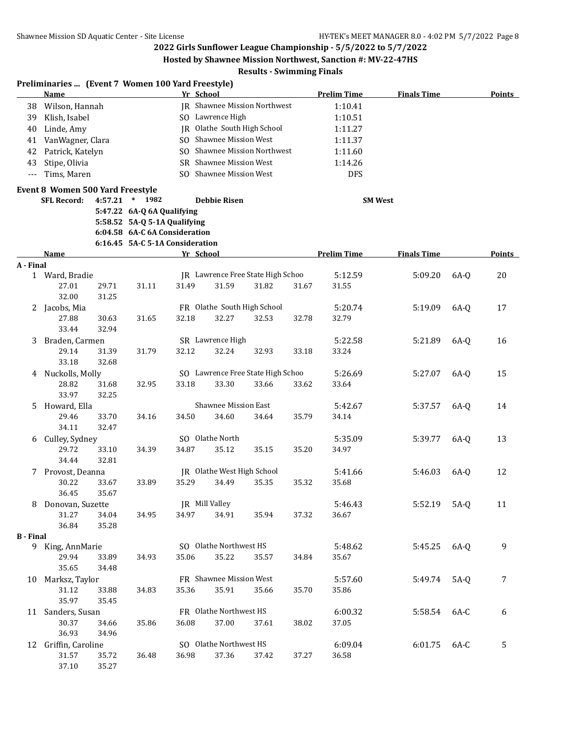## 2022 Girls Sunflower League Championship - 5/5/2022 to 5/7/2022

**Hosted by Shawnee Mission Northwest, Sanction #: MV-22-47HS**

**Results - Swimming Finals**

### Preliminaries ... (Event 7 Women 100 Yard Freestyle)

| | Name | Yr | School | Prelim Time | Finals Time | Points |
|---|---|---|---|---|---|---|
| 38 | Wilson, Hannah | JR | Shawnee Mission Northwest | 1:10.41 | | |
| 39 | Klish, Isabel | SO | Lawrence High | 1:10.51 | | |
| 40 | Linde, Amy | JR | Olathe South High School | 1:11.27 | | |
| 41 | VanWagner, Clara | SO | Shawnee Mission West | 1:11.37 | | |
| 42 | Patrick, Katelyn | SO | Shawnee Mission Northwest | 1:11.60 | | |
| 43 | Stipe, Olivia | SR | Shawnee Mission West | 1:14.26 | | |
| --- | Tims, Maren | SO | Shawnee Mission West | DFS | | |

### Event 8 Women 500 Yard Freestyle

| SFL Record: | 4:57.21 * | 1982 | Debbie Risen | SM West |
|---|---|---|---|---|
| | 5:47.22 | 6A-Q 6A Qualifying | | |
| | 5:58.52 | 5A-Q 5-1A Qualifying | | |
| | 6:04.58 | 6A-C 6A Consideration | | |
| | 6:16.45 | 5A-C 5-1A Consideration | | |

| | Name | Yr | School | Prelim Time | Finals Time | | Points |
|---|---|---|---|---|---|---|---|
| **A - Final** | | | | | | | |
| 1 | Ward, Bradie | JR | Lawrence Free State High Schoo | 5:12.59 | 5:09.20 | 6A-Q | 20 |
| | 27.01 29.71 31.11 31.49 31.59 31.82 31.67 31.55 32.00 31.25 | | | | | | |
| 2 | Jacobs, Mia | FR | Olathe South High School | 5:20.74 | 5:19.09 | 6A-Q | 17 |
| | 27.88 30.63 31.65 32.18 32.27 32.53 32.78 32.79 33.44 32.94 | | | | | | |
| 3 | Braden, Carmen | SR | Lawrence High | 5:22.58 | 5:21.89 | 6A-Q | 16 |
| | 29.14 31.39 31.79 32.12 32.24 32.93 33.18 33.24 33.18 32.68 | | | | | | |
| 4 | Nuckolls, Molly | SO | Lawrence Free State High Schoo | 5:26.69 | 5:27.07 | 6A-Q | 15 |
| | 28.82 31.68 32.95 33.18 33.30 33.66 33.62 33.64 33.97 32.25 | | | | | | |
| 5 | Howard, Ella | | Shawnee Mission East | 5:42.67 | 5:37.57 | 6A-Q | 14 |
| | 29.46 33.70 34.16 34.50 34.60 34.64 35.79 34.14 34.11 32.47 | | | | | | |
| 6 | Culley, Sydney | SO | Olathe North | 5:35.09 | 5:39.77 | 6A-Q | 13 |
| | 29.72 33.10 34.39 34.87 35.12 35.15 35.20 34.97 34.44 32.81 | | | | | | |
| 7 | Provost, Deanna | JR | Olathe West High School | 5:41.66 | 5:46.03 | 6A-Q | 12 |
| | 30.22 33.67 33.89 35.29 34.49 35.35 35.32 35.68 36.45 35.67 | | | | | | |
| 8 | Donovan, Suzette | JR | Mill Valley | 5:46.43 | 5:52.19 | 5A-Q | 11 |
| | 31.27 34.04 34.95 34.97 34.91 35.94 37.32 36.67 36.84 35.28 | | | | | | |
| **B - Final** | | | | | | | |
| 9 | King, AnnMarie | SO | Olathe Northwest HS | 5:48.62 | 5:45.25 | 6A-Q | 9 |
| | 29.94 33.89 34.93 35.06 35.22 35.57 34.84 35.67 35.65 34.48 | | | | | | |
| 10 | Marksz, Taylor | FR | Shawnee Mission West | 5:57.60 | 5:49.74 | 5A-Q | 7 |
| | 31.12 33.88 34.83 35.36 35.91 35.66 35.70 35.86 35.97 35.45 | | | | | | |
| 11 | Sanders, Susan | FR | Olathe Northwest HS | 6:00.32 | 5:58.54 | 6A-C | 6 |
| | 30.37 34.66 35.86 36.08 37.00 37.61 38.02 37.05 36.93 34.96 | | | | | | |
| 12 | Griffin, Caroline | SO | Olathe Northwest HS | 6:09.04 | 6:01.75 | 6A-C | 5 |
| | 31.57 35.72 36.48 36.98 37.36 37.42 37.27 36.58 37.10 35.27 | | | | | | |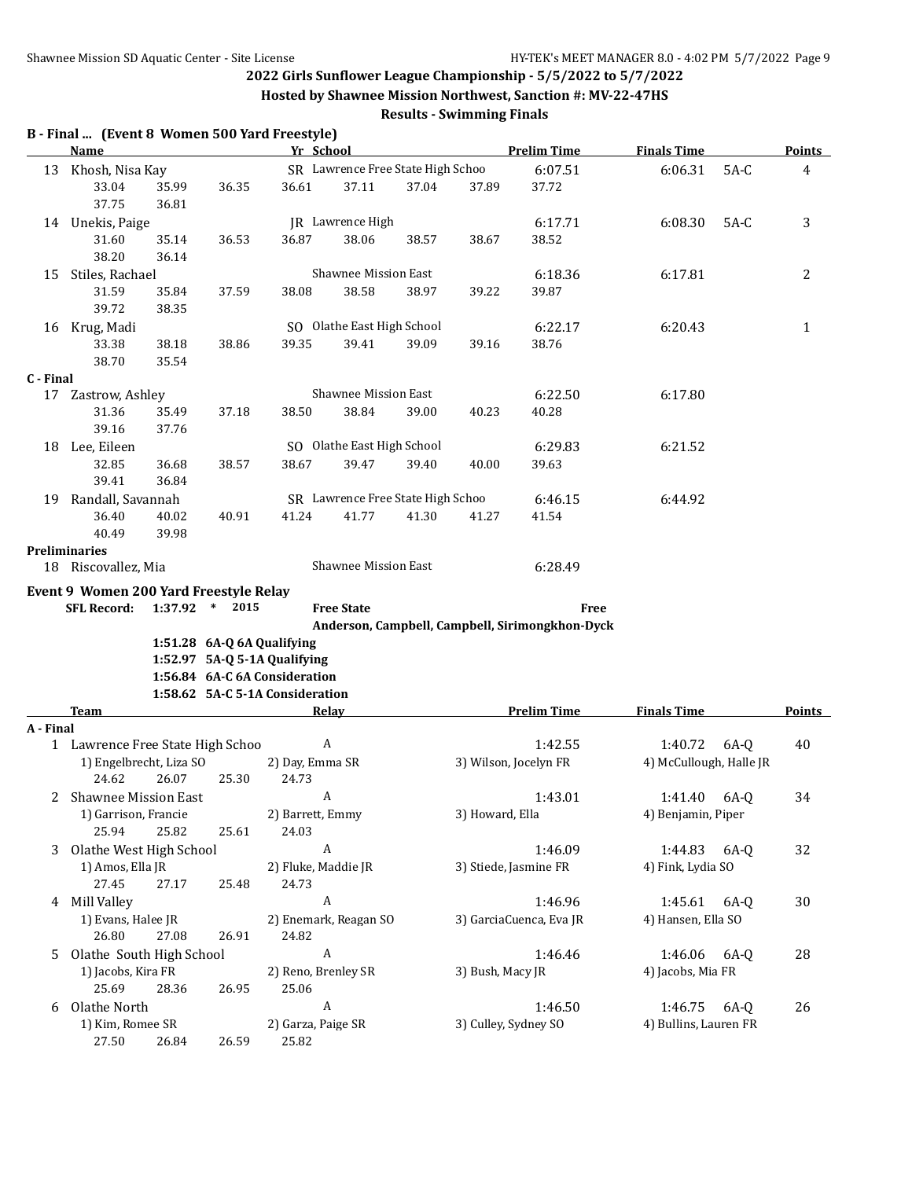# 2022 Girls Sunflower League Championship - 5/5/2022 to 5/7/2022

**Hosted by Shawnee Mission Northwest, Sanction #: MV-22-47HS**

**Results - Swimming Finals**

## B - Final ... (Event 8 Women 500 Yard Freestyle)

| | Name | Yr | School | Prelim Time | Finals Time | | Points |
|---|---|---|---|---|---|---|---|
| 13 | Khosh, Nisa Kay | SR | Lawrence Free State High Schoo | 6:07.51 | 6:06.31 | 5A-C | 4 |
| | 33.04 35.99 36.35 36.61 37.11 37.04 37.89 37.72 37.75 36.81 | | | | | | |
| 14 | Unekis, Paige | JR | Lawrence High | 6:17.71 | 6:08.30 | 5A-C | 3 |
| | 31.60 35.14 36.53 36.87 38.06 38.57 38.67 38.52 38.20 36.14 | | | | | | |
| 15 | Stiles, Rachael | | Shawnee Mission East | 6:18.36 | 6:17.81 | | 2 |
| | 31.59 35.84 37.59 38.08 38.58 38.97 39.22 39.87 39.72 38.35 | | | | | | |
| 16 | Krug, Madi | SO | Olathe East High School | 6:22.17 | 6:20.43 | | 1 |
| | 33.38 38.18 38.86 39.35 39.41 39.09 39.16 38.76 38.70 35.54 | | | | | | |

**C - Final**

| | Name | Yr | School | Prelim Time | Finals Time |
|---|---|---|---|---|---|
| 17 | Zastrow, Ashley | | Shawnee Mission East | 6:22.50 | 6:17.80 |
| | 31.36 35.49 37.18 38.50 38.84 39.00 40.23 40.28 39.16 37.76 | | | | |
| 18 | Lee, Eileen | SO | Olathe East High School | 6:29.83 | 6:21.52 |
| | 32.85 36.68 38.57 38.67 39.47 39.40 40.00 39.63 39.41 36.84 | | | | |
| 19 | Randall, Savannah | SR | Lawrence Free State High Schoo | 6:46.15 | 6:44.92 |
| | 36.40 40.02 40.91 41.24 41.77 41.30 41.27 41.54 40.49 39.98 | | | | |

**Preliminaries**

| | Name | Yr | School | Prelim Time |
|---|---|---|---|---|
| 18 | Riscovallez, Mia | | Shawnee Mission East | 6:28.49 |

## Event 9 Women 200 Yard Freestyle Relay

**SFL Record: 1:37.92 * 2015 Free State Free**
**Anderson, Campbell, Campbell, Sirimongkhon-Dyck**

- 1:51.28 6A-Q 6A Qualifying
- 1:52.97 5A-Q 5-1A Qualifying
- 1:56.84 6A-C 6A Consideration
- 1:58.62 5A-C 5-1A Consideration

**A - Final**

| | Team | Relay | Prelim Time | Finals Time | | Points |
|---|---|---|---|---|---|---|
| 1 | Lawrence Free State High Schoo | A | 1:42.55 | 1:40.72 | 6A-Q | 40 |
| | 1) Engelbrecht, Liza SO; 2) Day, Emma SR; 3) Wilson, Jocelyn FR; 4) McCullough, Halle JR | | | | | |
| | 24.62 26.07 25.30 24.73 | | | | | |
| 2 | Shawnee Mission East | A | 1:43.01 | 1:41.40 | 6A-Q | 34 |
| | 1) Garrison, Francie; 2) Barrett, Emmy; 3) Howard, Ella; 4) Benjamin, Piper | | | | | |
| | 25.94 25.82 25.61 24.03 | | | | | |
| 3 | Olathe West High School | A | 1:46.09 | 1:44.83 | 6A-Q | 32 |
| | 1) Amos, Ella JR; 2) Fluke, Maddie JR; 3) Stiede, Jasmine FR; 4) Fink, Lydia SO | | | | | |
| | 27.45 27.17 25.48 24.73 | | | | | |
| 4 | Mill Valley | A | 1:46.96 | 1:45.61 | 6A-Q | 30 |
| | 1) Evans, Halee JR; 2) Enemark, Reagan SO; 3) GarciaCuenca, Eva JR; 4) Hansen, Ella SO | | | | | |
| | 26.80 27.08 26.91 24.82 | | | | | |
| 5 | Olathe South High School | A | 1:46.46 | 1:46.06 | 6A-Q | 28 |
| | 1) Jacobs, Kira FR; 2) Reno, Brenley SR; 3) Bush, Macy JR; 4) Jacobs, Mia FR | | | | | |
| | 25.69 28.36 26.95 25.06 | | | | | |
| 6 | Olathe North | A | 1:46.50 | 1:46.75 | 6A-Q | 26 |
| | 1) Kim, Romee SR; 2) Garza, Paige SR; 3) Culley, Sydney SO; 4) Bullins, Lauren FR | | | | | |
| | 27.50 26.84 26.59 25.82 | | | | | |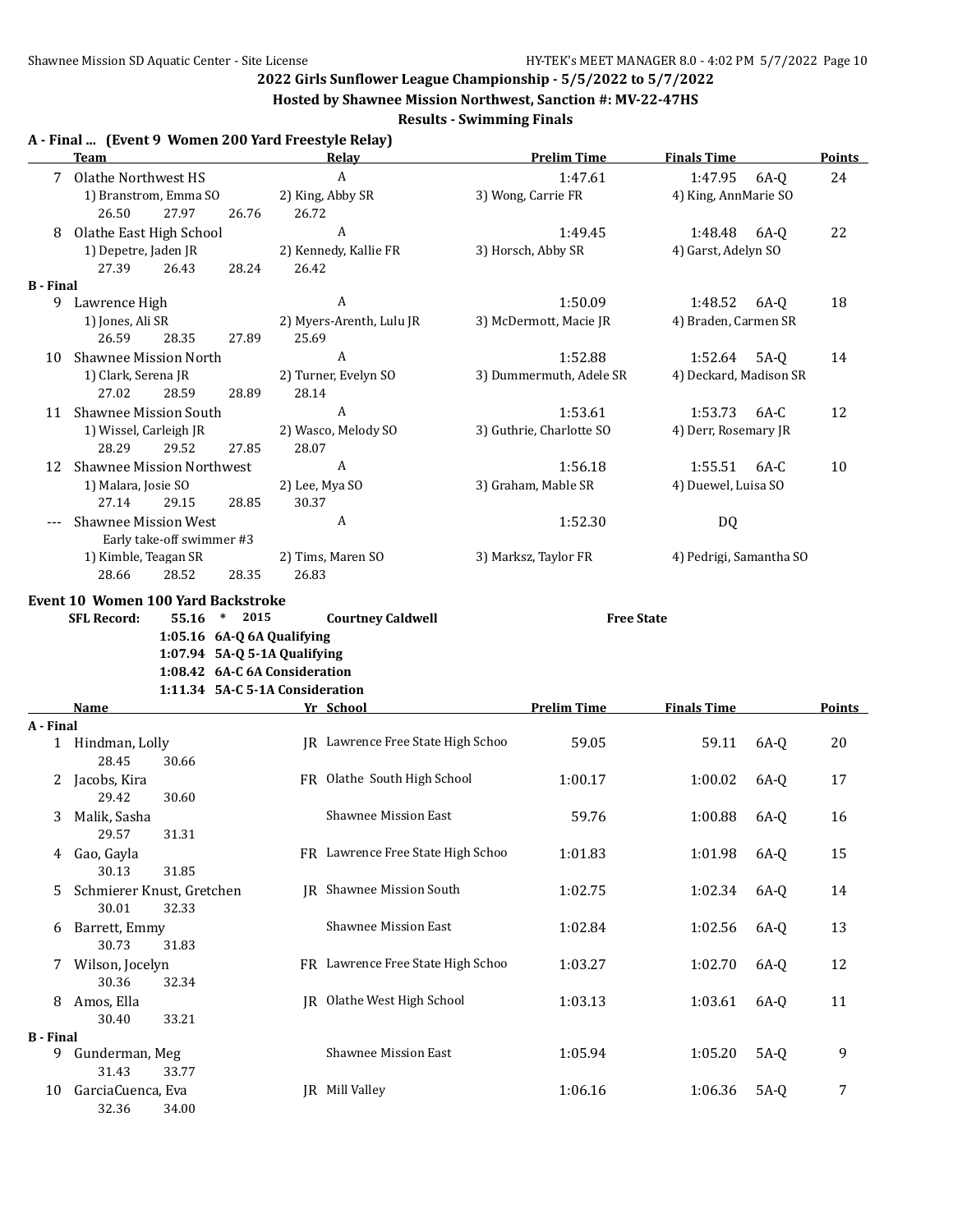## 2022 Girls Sunflower League Championship - 5/5/2022 to 5/7/2022

**Hosted by Shawnee Mission Northwest, Sanction #: MV-22-47HS**

**Results - Swimming Finals**

### A - Final ... (Event 9 Women 200 Yard Freestyle Relay)

| | Team | Relay | Prelim Time | Finals Time | | Points |
|---|---|---|---|---|---|---|
| 7 | Olathe Northwest HS | A | 1:47.61 | 1:47.95 | 6A-Q | 24 |
| | 1) Branstrom, Emma SO | 2) King, Abby SR | 3) Wong, Carrie FR | 4) King, AnnMarie SO | | |
| | 26.50 27.97 26.76 26.72 | | | | | |
| 8 | Olathe East High School | A | 1:49.45 | 1:48.48 | 6A-Q | 22 |
| | 1) Depetre, Jaden JR | 2) Kennedy, Kallie FR | 3) Horsch, Abby SR | 4) Garst, Adelyn SO | | |
| | 27.39 26.43 28.24 26.42 | | | | | |
| **B - Final** | | | | | | |
| 9 | Lawrence High | A | 1:50.09 | 1:48.52 | 6A-Q | 18 |
| | 1) Jones, Ali SR | 2) Myers-Arenth, Lulu JR | 3) McDermott, Macie JR | 4) Braden, Carmen SR | | |
| | 26.59 28.35 27.89 25.69 | | | | | |
| 10 | Shawnee Mission North | A | 1:52.88 | 1:52.64 | 5A-Q | 14 |
| | 1) Clark, Serena JR | 2) Turner, Evelyn SO | 3) Dummermuth, Adele SR | 4) Deckard, Madison SR | | |
| | 27.02 28.59 28.89 28.14 | | | | | |
| 11 | Shawnee Mission South | A | 1:53.61 | 1:53.73 | 6A-C | 12 |
| | 1) Wissel, Carleigh JR | 2) Wasco, Melody SO | 3) Guthrie, Charlotte SO | 4) Derr, Rosemary JR | | |
| | 28.29 29.52 27.85 28.07 | | | | | |
| 12 | Shawnee Mission Northwest | A | 1:56.18 | 1:55.51 | 6A-C | 10 |
| | 1) Malara, Josie SO | 2) Lee, Mya SO | 3) Graham, Mable SR | 4) Duewel, Luisa SO | | |
| | 27.14 29.15 28.85 30.37 | | | | | |
| --- | Shawnee Mission West | A | 1:52.30 | DQ | | |
| | Early take-off swimmer #3 | | | | | |
| | 1) Kimble, Teagan SR | 2) Tims, Maren SO | 3) Marksz, Taylor FR | 4) Pedrigi, Samantha SO | | |
| | 28.66 28.52 28.35 26.83 | | | | | |

### Event 10 Women 100 Yard Backstroke

**SFL Record: 55.16 * 2015 Courtney Caldwell Free State**

1:05.16 6A-Q 6A Qualifying
1:07.94 5A-Q 5-1A Qualifying
1:08.42 6A-C 6A Consideration
1:11.34 5A-C 5-1A Consideration

| | Name | Yr | School | Prelim Time | Finals Time | | Points |
|---|---|---|---|---|---|---|---|
| **A - Final** | | | | | | | |
| 1 | Hindman, Lolly | JR | Lawrence Free State High Schoo | 59.05 | 59.11 | 6A-Q | 20 |
| | 28.45 30.66 | | | | | | |
| 2 | Jacobs, Kira | FR | Olathe South High School | 1:00.17 | 1:00.02 | 6A-Q | 17 |
| | 29.42 30.60 | | | | | | |
| 3 | Malik, Sasha | | Shawnee Mission East | 59.76 | 1:00.88 | 6A-Q | 16 |
| | 29.57 31.31 | | | | | | |
| 4 | Gao, Gayla | FR | Lawrence Free State High Schoo | 1:01.83 | 1:01.98 | 6A-Q | 15 |
| | 30.13 31.85 | | | | | | |
| 5 | Schmierer Knust, Gretchen | JR | Shawnee Mission South | 1:02.75 | 1:02.34 | 6A-Q | 14 |
| | 30.01 32.33 | | | | | | |
| 6 | Barrett, Emmy | | Shawnee Mission East | 1:02.84 | 1:02.56 | 6A-Q | 13 |
| | 30.73 31.83 | | | | | | |
| 7 | Wilson, Jocelyn | FR | Lawrence Free State High Schoo | 1:03.27 | 1:02.70 | 6A-Q | 12 |
| | 30.36 32.34 | | | | | | |
| 8 | Amos, Ella | JR | Olathe West High School | 1:03.13 | 1:03.61 | 6A-Q | 11 |
| | 30.40 33.21 | | | | | | |
| **B - Final** | | | | | | | |
| 9 | Gunderman, Meg | | Shawnee Mission East | 1:05.94 | 1:05.20 | 5A-Q | 9 |
| | 31.43 33.77 | | | | | | |
| 10 | GarciaCuenca, Eva | JR | Mill Valley | 1:06.16 | 1:06.36 | 5A-Q | 7 |
| | 32.36 34.00 | | | | | | |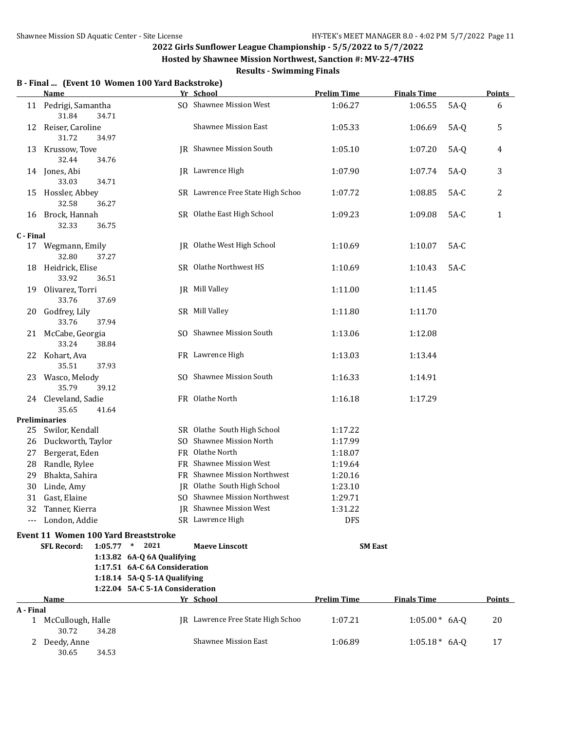## 2022 Girls Sunflower League Championship - 5/5/2022 to 5/7/2022

**Hosted by Shawnee Mission Northwest, Sanction #: MV-22-47HS**

**Results - Swimming Finals**

### B - Final ... (Event 10 Women 100 Yard Backstroke)

| | Name | Yr | School | Prelim Time | Finals Time | | Points |
|---|---|---|---|---|---|---|---|
| 11 | Pedrigi, Samantha | SO | Shawnee Mission West | 1:06.27 | 1:06.55 | 5A-Q | 6 |
| | 31.84 34.71 | | | | | | |
| 12 | Reiser, Caroline | | Shawnee Mission East | 1:05.33 | 1:06.69 | 5A-Q | 5 |
| | 31.72 34.97 | | | | | | |
| 13 | Krussow, Tove | JR | Shawnee Mission South | 1:05.10 | 1:07.20 | 5A-Q | 4 |
| | 32.44 34.76 | | | | | | |
| 14 | Jones, Abi | JR | Lawrence High | 1:07.90 | 1:07.74 | 5A-Q | 3 |
| | 33.03 34.71 | | | | | | |
| 15 | Hossler, Abbey | SR | Lawrence Free State High Schoo | 1:07.72 | 1:08.85 | 5A-C | 2 |
| | 32.58 36.27 | | | | | | |
| 16 | Brock, Hannah | SR | Olathe East High School | 1:09.23 | 1:09.08 | 5A-C | 1 |
| | 32.33 36.75 | | | | | | |
| **C - Final** | | | | | | | |
| 17 | Wegmann, Emily | JR | Olathe West High School | 1:10.69 | 1:10.07 | 5A-C | |
| | 32.80 37.27 | | | | | | |
| 18 | Heidrick, Elise | SR | Olathe Northwest HS | 1:10.69 | 1:10.43 | 5A-C | |
| | 33.92 36.51 | | | | | | |
| 19 | Olivarez, Torri | JR | Mill Valley | 1:11.00 | 1:11.45 | | |
| | 33.76 37.69 | | | | | | |
| 20 | Godfrey, Lily | SR | Mill Valley | 1:11.80 | 1:11.70 | | |
| | 33.76 37.94 | | | | | | |
| 21 | McCabe, Georgia | SO | Shawnee Mission South | 1:13.06 | 1:12.08 | | |
| | 33.24 38.84 | | | | | | |
| 22 | Kohart, Ava | FR | Lawrence High | 1:13.03 | 1:13.44 | | |
| | 35.51 37.93 | | | | | | |
| 23 | Wasco, Melody | SO | Shawnee Mission South | 1:16.33 | 1:14.91 | | |
| | 35.79 39.12 | | | | | | |
| 24 | Cleveland, Sadie | FR | Olathe North | 1:16.18 | 1:17.29 | | |
| | 35.65 41.64 | | | | | | |
| **Preliminaries** | | | | | | | |
| 25 | Swilor, Kendall | SR | Olathe South High School | 1:17.22 | | | |
| 26 | Duckworth, Taylor | SO | Shawnee Mission North | 1:17.99 | | | |
| 27 | Bergerat, Eden | FR | Olathe North | 1:18.07 | | | |
| 28 | Randle, Rylee | FR | Shawnee Mission West | 1:19.64 | | | |
| 29 | Bhakta, Sahira | FR | Shawnee Mission Northwest | 1:20.16 | | | |
| 30 | Linde, Amy | JR | Olathe South High School | 1:23.10 | | | |
| 31 | Gast, Elaine | SO | Shawnee Mission Northwest | 1:29.71 | | | |
| 32 | Tanner, Kierra | JR | Shawnee Mission West | 1:31.22 | | | |
| --- | London, Addie | SR | Lawrence High | DFS | | | |

### Event 11 Women 100 Yard Breaststroke

**SFL Record: 1:05.77 * 2021 Maeve Linscott SM East**

**1:13.82 6A-Q 6A Qualifying**
**1:17.51 6A-C 6A Consideration**
**1:18.14 5A-Q 5-1A Qualifying**
**1:22.04 5A-C 5-1A Consideration**

| | Name | Yr | School | Prelim Time | Finals Time | | Points |
|---|---|---|---|---|---|---|---|
| **A - Final** | | | | | | | |
| 1 | McCullough, Halle | JR | Lawrence Free State High Schoo | 1:07.21 | 1:05.00* | 6A-Q | 20 |
| | 30.72 34.28 | | | | | | |
| 2 | Deedy, Anne | | Shawnee Mission East | 1:06.89 | 1:05.18* | 6A-Q | 17 |
| | 30.65 34.53 | | | | | | |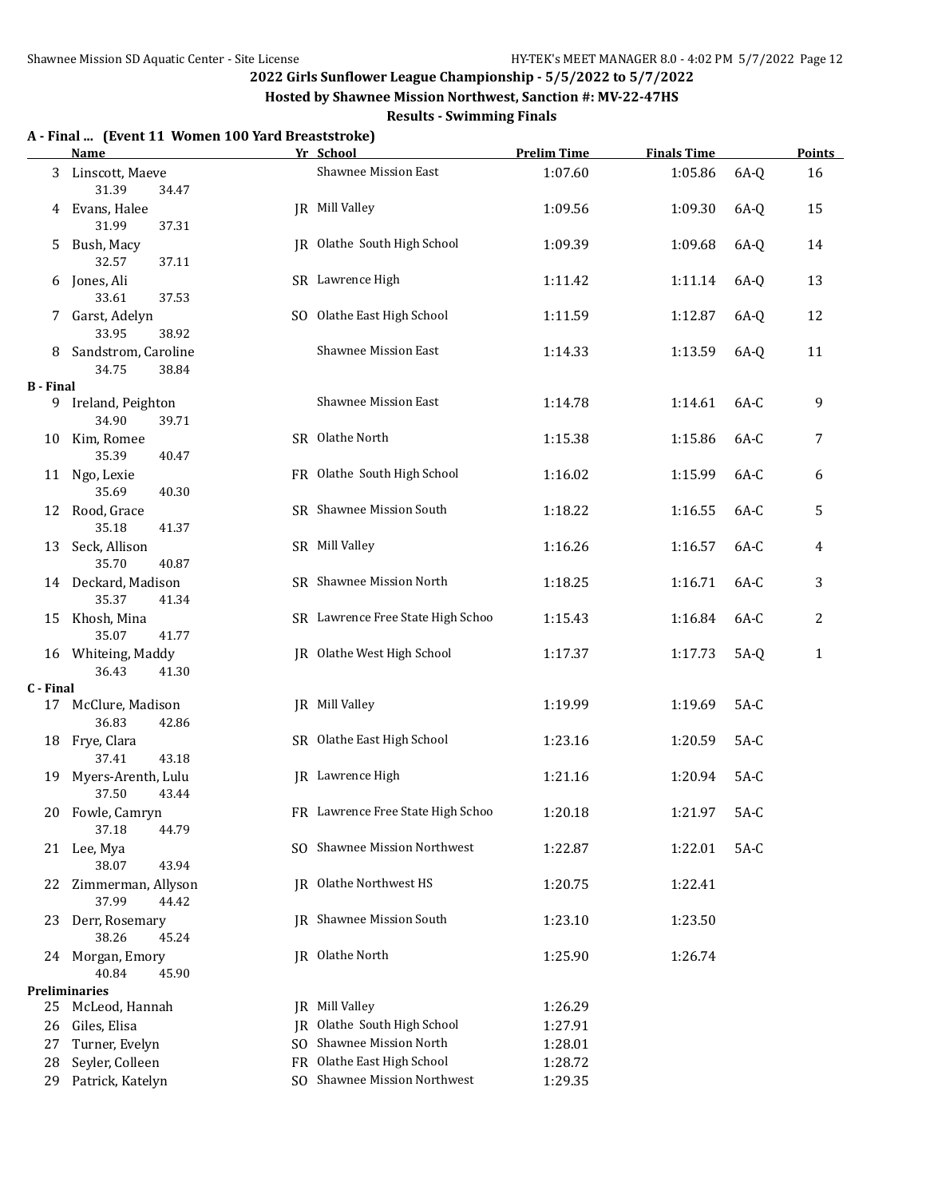## 2022 Girls Sunflower League Championship - 5/5/2022 to 5/7/2022

### Hosted by Shawnee Mission Northwest, Sanction #: MV-22-47HS

### Results - Swimming Finals

**A - Final ... (Event 11 Women 100 Yard Breaststroke)**

| | Name | Yr | School | Prelim Time | Finals Time | | Points |
|---|---|---|---|---|---|---|---|
| 3 | Linscott, Maeve | | Shawnee Mission East | 1:07.60 | 1:05.86 | 6A-Q | 16 |
| | 31.39 34.47 | | | | | | |
| 4 | Evans, Halee | JR | Mill Valley | 1:09.56 | 1:09.30 | 6A-Q | 15 |
| | 31.99 37.31 | | | | | | |
| 5 | Bush, Macy | JR | Olathe South High School | 1:09.39 | 1:09.68 | 6A-Q | 14 |
| | 32.57 37.11 | | | | | | |
| 6 | Jones, Ali | SR | Lawrence High | 1:11.42 | 1:11.14 | 6A-Q | 13 |
| | 33.61 37.53 | | | | | | |
| 7 | Garst, Adelyn | SO | Olathe East High School | 1:11.59 | 1:12.87 | 6A-Q | 12 |
| | 33.95 38.92 | | | | | | |
| 8 | Sandstrom, Caroline | | Shawnee Mission East | 1:14.33 | 1:13.59 | 6A-Q | 11 |
| | 34.75 38.84 | | | | | | |
| **B - Final** | | | | | | | |
| 9 | Ireland, Peighton | | Shawnee Mission East | 1:14.78 | 1:14.61 | 6A-C | 9 |
| | 34.90 39.71 | | | | | | |
| 10 | Kim, Romee | SR | Olathe North | 1:15.38 | 1:15.86 | 6A-C | 7 |
| | 35.39 40.47 | | | | | | |
| 11 | Ngo, Lexie | FR | Olathe South High School | 1:16.02 | 1:15.99 | 6A-C | 6 |
| | 35.69 40.30 | | | | | | |
| 12 | Rood, Grace | SR | Shawnee Mission South | 1:18.22 | 1:16.55 | 6A-C | 5 |
| | 35.18 41.37 | | | | | | |
| 13 | Seck, Allison | SR | Mill Valley | 1:16.26 | 1:16.57 | 6A-C | 4 |
| | 35.70 40.87 | | | | | | |
| 14 | Deckard, Madison | SR | Shawnee Mission North | 1:18.25 | 1:16.71 | 6A-C | 3 |
| | 35.37 41.34 | | | | | | |
| 15 | Khosh, Mina | SR | Lawrence Free State High Schoo | 1:15.43 | 1:16.84 | 6A-C | 2 |
| | 35.07 41.77 | | | | | | |
| 16 | Whiteing, Maddy | JR | Olathe West High School | 1:17.37 | 1:17.73 | 5A-Q | 1 |
| | 36.43 41.30 | | | | | | |
| **C - Final** | | | | | | | |
| 17 | McClure, Madison | JR | Mill Valley | 1:19.99 | 1:19.69 | 5A-C | |
| | 36.83 42.86 | | | | | | |
| 18 | Frye, Clara | SR | Olathe East High School | 1:23.16 | 1:20.59 | 5A-C | |
| | 37.41 43.18 | | | | | | |
| 19 | Myers-Arenth, Lulu | JR | Lawrence High | 1:21.16 | 1:20.94 | 5A-C | |
| | 37.50 43.44 | | | | | | |
| 20 | Fowle, Camryn | FR | Lawrence Free State High Schoo | 1:20.18 | 1:21.97 | 5A-C | |
| | 37.18 44.79 | | | | | | |
| 21 | Lee, Mya | SO | Shawnee Mission Northwest | 1:22.87 | 1:22.01 | 5A-C | |
| | 38.07 43.94 | | | | | | |
| 22 | Zimmerman, Allyson | JR | Olathe Northwest HS | 1:20.75 | 1:22.41 | | |
| | 37.99 44.42 | | | | | | |
| 23 | Derr, Rosemary | JR | Shawnee Mission South | 1:23.10 | 1:23.50 | | |
| | 38.26 45.24 | | | | | | |
| 24 | Morgan, Emory | JR | Olathe North | 1:25.90 | 1:26.74 | | |
| | 40.84 45.90 | | | | | | |
| **Preliminaries** | | | | | | | |
| 25 | McLeod, Hannah | JR | Mill Valley | 1:26.29 | | | |
| 26 | Giles, Elisa | JR | Olathe South High School | 1:27.91 | | | |
| 27 | Turner, Evelyn | SO | Shawnee Mission North | 1:28.01 | | | |
| 28 | Seyler, Colleen | FR | Olathe East High School | 1:28.72 | | | |
| 29 | Patrick, Katelyn | SO | Shawnee Mission Northwest | 1:29.35 | | | |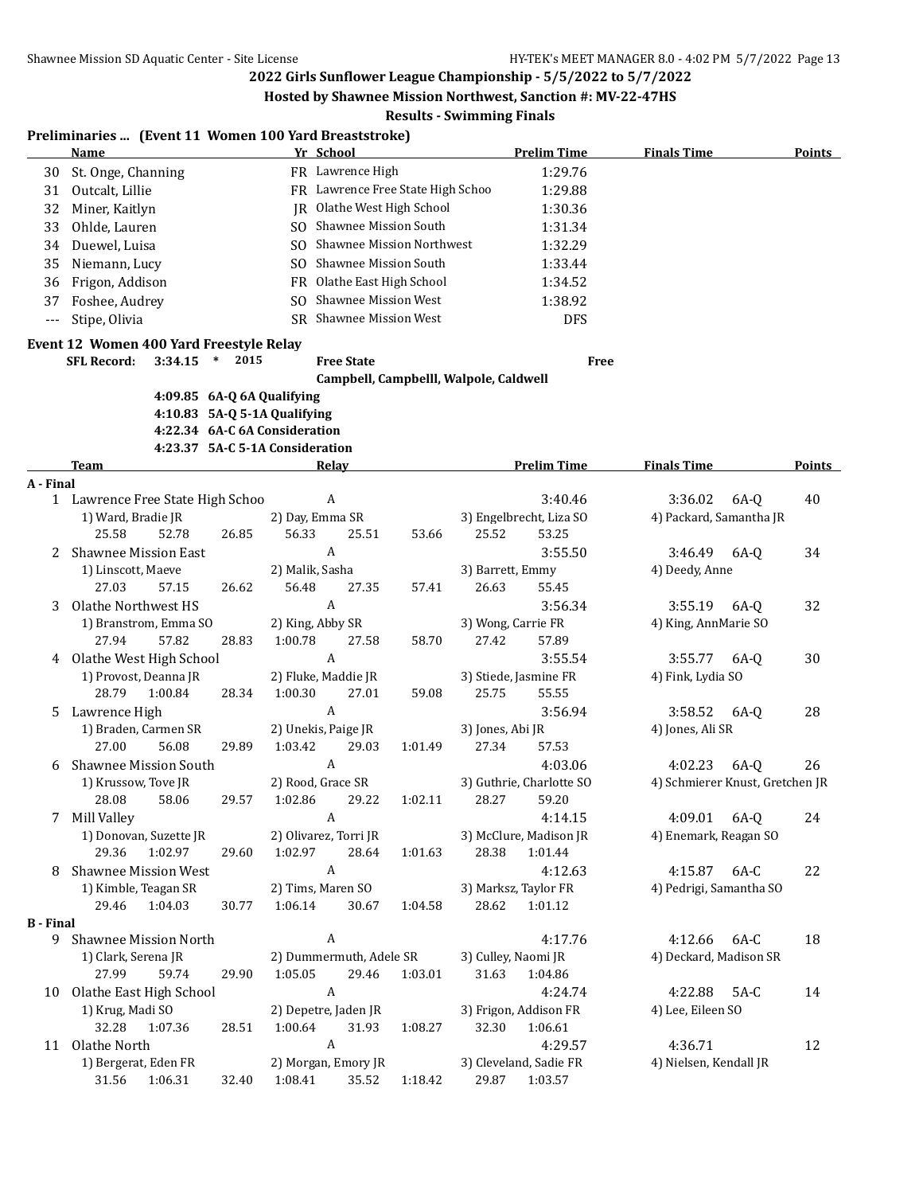**2022 Girls Sunflower League Championship - 5/5/2022 to 5/7/2022**

**Hosted by Shawnee Mission Northwest, Sanction #: MV-22-47HS**

**Results - Swimming Finals**

### Preliminaries ... (Event 11 Women 100 Yard Breaststroke)

| | Name | Yr | School | Prelim Time | Finals Time | Points |
|---|---|---|---|---|---|---|
| 30 | St. Onge, Channing | FR | Lawrence High | 1:29.76 | | |
| 31 | Outcalt, Lillie | FR | Lawrence Free State High Schoo | 1:29.88 | | |
| 32 | Miner, Kaitlyn | JR | Olathe West High School | 1:30.36 | | |
| 33 | Ohlde, Lauren | SO | Shawnee Mission South | 1:31.34 | | |
| 34 | Duewel, Luisa | SO | Shawnee Mission Northwest | 1:32.29 | | |
| 35 | Niemann, Lucy | SO | Shawnee Mission South | 1:33.44 | | |
| 36 | Frigon, Addison | FR | Olathe East High School | 1:34.52 | | |
| 37 | Foshee, Audrey | SO | Shawnee Mission West | 1:38.92 | | |
| --- | Stipe, Olivia | SR | Shawnee Mission West | DFS | | |

### Event 12 Women 400 Yard Freestyle Relay

**SFL Record:** **3:34.15** * **2015** **Free State** **Free**
**Campbell, Campbelll, Walpole, Caldwell**

**4:09.85 6A-Q 6A Qualifying**
**4:10.83 5A-Q 5-1A Qualifying**
**4:22.34 6A-C 6A Consideration**
**4:23.37 5A-C 5-1A Consideration**

| | Team | Relay | Prelim Time | Finals Time | | Points |
|---|---|---|---|---|---|---|
| **A - Final** | | | | | | |
| 1 | Lawrence Free State High Schoo | A | 3:40.46 | 3:36.02 | 6A-Q | 40 |
| | 1) Ward, Bradie JR; 2) Day, Emma SR; 3) Engelbrecht, Liza SO; 4) Packard, Samantha JR | | | | | |
| | 25.58 52.78 26.85 56.33 25.51 53.66 25.52 53.25 | | | | | |
| 2 | Shawnee Mission East | A | 3:55.50 | 3:46.49 | 6A-Q | 34 |
| | 1) Linscott, Maeve; 2) Malik, Sasha; 3) Barrett, Emmy; 4) Deedy, Anne | | | | | |
| | 27.03 57.15 26.62 56.48 27.35 57.41 26.63 55.45 | | | | | |
| 3 | Olathe Northwest HS | A | 3:56.34 | 3:55.19 | 6A-Q | 32 |
| | 1) Branstrom, Emma SO; 2) King, Abby SR; 3) Wong, Carrie FR; 4) King, AnnMarie SO | | | | | |
| | 27.94 57.82 28.83 1:00.78 27.58 58.70 27.42 57.89 | | | | | |
| 4 | Olathe West High School | A | 3:55.54 | 3:55.77 | 6A-Q | 30 |
| | 1) Provost, Deanna JR; 2) Fluke, Maddie JR; 3) Stiede, Jasmine FR; 4) Fink, Lydia SO | | | | | |
| | 28.79 1:00.84 28.34 1:00.30 27.01 59.08 25.75 55.55 | | | | | |
| 5 | Lawrence High | A | 3:56.94 | 3:58.52 | 6A-Q | 28 |
| | 1) Braden, Carmen SR; 2) Unekis, Paige JR; 3) Jones, Abi JR; 4) Jones, Ali SR | | | | | |
| | 27.00 56.08 29.89 1:03.42 29.03 1:01.49 27.34 57.53 | | | | | |
| 6 | Shawnee Mission South | A | 4:03.06 | 4:02.23 | 6A-Q | 26 |
| | 1) Krussow, Tove JR; 2) Rood, Grace SR; 3) Guthrie, Charlotte SO; 4) Schmierer Knust, Gretchen JR | | | | | |
| | 28.08 58.06 29.57 1:02.86 29.22 1:02.11 28.27 59.20 | | | | | |
| 7 | Mill Valley | A | 4:14.15 | 4:09.01 | 6A-Q | 24 |
| | 1) Donovan, Suzette JR; 2) Olivarez, Torri JR; 3) McClure, Madison JR; 4) Enemark, Reagan SO | | | | | |
| | 29.36 1:02.97 29.60 1:02.97 28.64 1:01.63 28.38 1:01.44 | | | | | |
| 8 | Shawnee Mission West | A | 4:12.63 | 4:15.87 | 6A-C | 22 |
| | 1) Kimble, Teagan SR; 2) Tims, Maren SO; 3) Marksz, Taylor FR; 4) Pedrigi, Samantha SO | | | | | |
| | 29.46 1:04.03 30.77 1:06.14 30.67 1:04.58 28.62 1:01.12 | | | | | |
| **B - Final** | | | | | | |
| 9 | Shawnee Mission North | A | 4:17.76 | 4:12.66 | 6A-C | 18 |
| | 1) Clark, Serena JR; 2) Dummermuth, Adele SR; 3) Culley, Naomi JR; 4) Deckard, Madison SR | | | | | |
| | 27.99 59.74 29.90 1:05.05 29.46 1:03.01 31.63 1:04.86 | | | | | |
| 10 | Olathe East High School | A | 4:24.74 | 4:22.88 | 5A-C | 14 |
| | 1) Krug, Madi SO; 2) Depetre, Jaden JR; 3) Frigon, Addison FR; 4) Lee, Eileen SO | | | | | |
| | 32.28 1:07.36 28.51 1:00.64 31.93 1:08.27 32.30 1:06.61 | | | | | |
| 11 | Olathe North | A | 4:29.57 | 4:36.71 | | 12 |
| | 1) Bergerat, Eden FR; 2) Morgan, Emory JR; 3) Cleveland, Sadie FR; 4) Nielsen, Kendall JR | | | | | |
| | 31.56 1:06.31 32.40 1:08.41 35.52 1:18.42 29.87 1:03.57 | | | | | |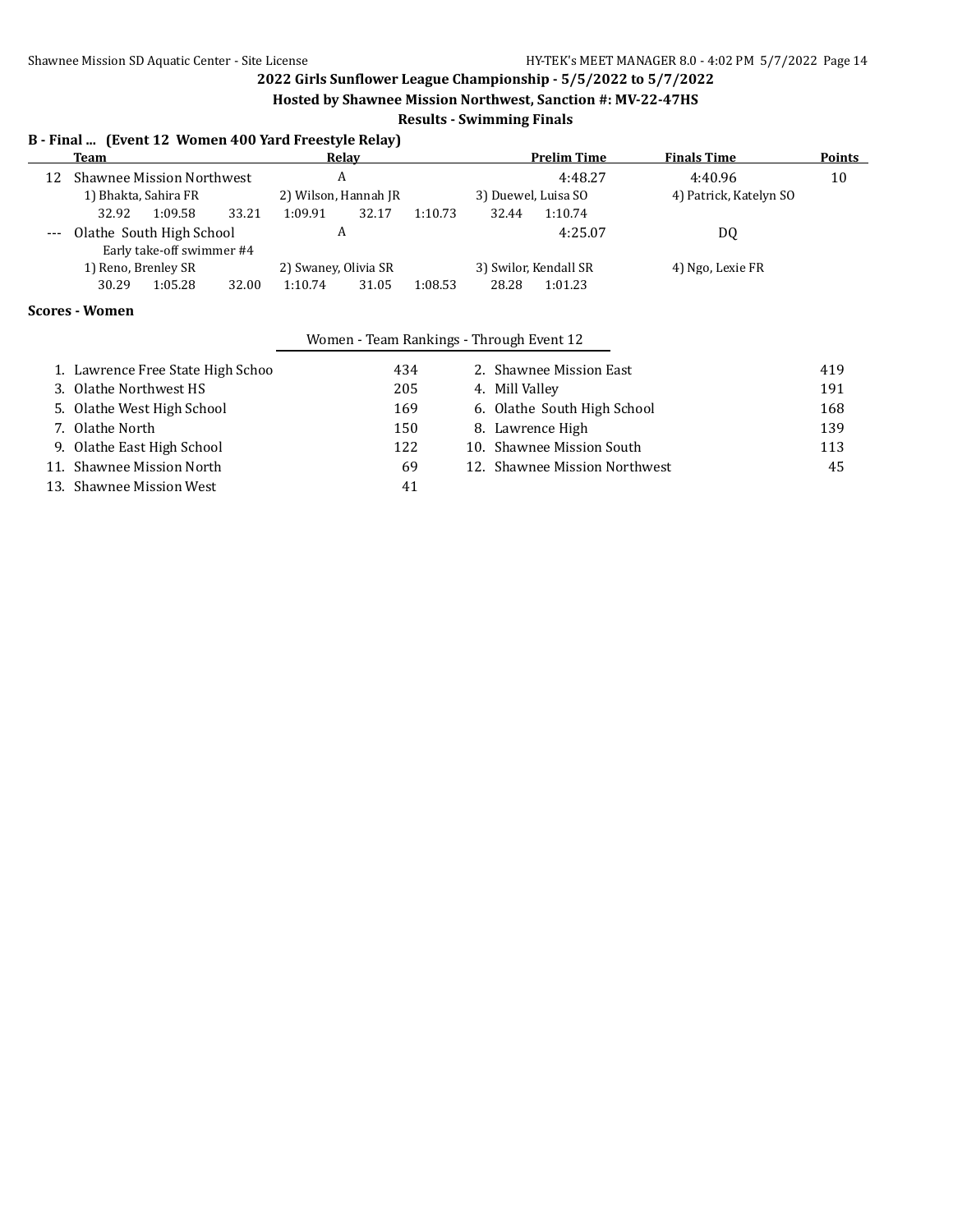## 2022 Girls Sunflower League Championship - 5/5/2022 to 5/7/2022

### Hosted by Shawnee Mission Northwest, Sanction #: MV-22-47HS

### Results - Swimming Finals

**B - Final ... (Event 12 Women 400 Yard Freestyle Relay)**

| | Team | Relay | Prelim Time | Finals Time | Points |
|---|---|---|---|---|---|
| 12 | Shawnee Mission Northwest | A | 4:48.27 | 4:40.96 | 10 |
| | 1) Bhakta, Sahira FR | 2) Wilson, Hannah JR | 3) Duewel, Luisa SO | 4) Patrick, Katelyn SO | |
| | 32.92 1:09.58 33.21 | 1:09.91 32.17 1:10.73 | 32.44 1:10.74 | | |
| --- | Olathe South High School | A | 4:25.07 | DQ | |
| | Early take-off swimmer #4 | | | | |
| | 1) Reno, Brenley SR | 2) Swaney, Olivia SR | 3) Swilor, Kendall SR | 4) Ngo, Lexie FR | |
| | 30.29 1:05.28 32.00 | 1:10.74 31.05 1:08.53 | 28.28 1:01.23 | | |

**Scores - Women**

Women - Team Rankings - Through Event 12

| | | | |
|---|---|---|---|
| 1. Lawrence Free State High Schoo | 434 | 2. Shawnee Mission East | 419 |
| 3. Olathe Northwest HS | 205 | 4. Mill Valley | 191 |
| 5. Olathe West High School | 169 | 6. Olathe South High School | 168 |
| 7. Olathe North | 150 | 8. Lawrence High | 139 |
| 9. Olathe East High School | 122 | 10. Shawnee Mission South | 113 |
| 11. Shawnee Mission North | 69 | 12. Shawnee Mission Northwest | 45 |
| 13. Shawnee Mission West | 41 | | |